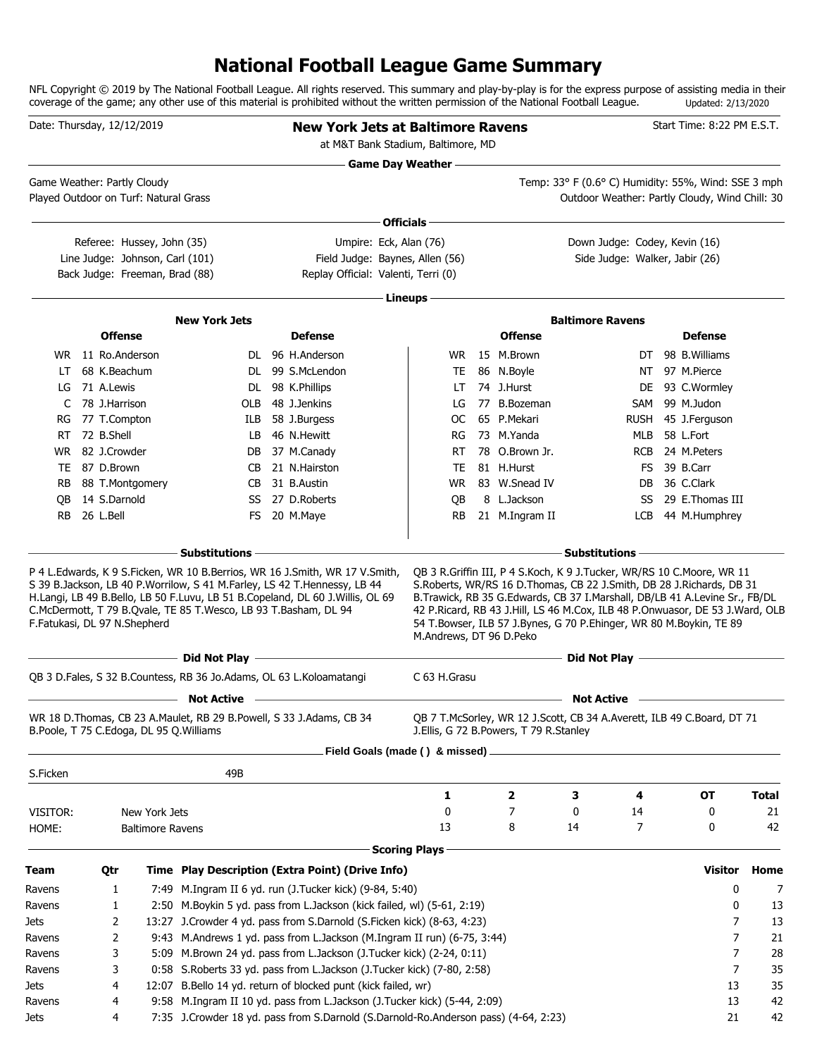# National Football League Game Summary

NFL Copyright © 2019 by The National Football League. All rights reserved. This summary and play-by-play is for the express purpose of assisting media in their coverage of the game; any other use of this material is prohibited without the written permission of the National Football League. Updated: 2/13/2020

Date: Thursday, 12/12/2019

**New York Jets at Baltimore Ravens**

at M&T Bank Stadium, Baltimore, MD

Start Time: 8:22 PM E.S.T.

## Game Day Weather

Game Weather: Partly Cloudy
Played Outdoor on Turf: Natural Grass

Temp: 33° F (0.6° C) Humidity: 55%, Wind: SSE 3 mph
Outdoor Weather: Partly Cloudy, Wind Chill: 30

## Officials

Referee: Hussey, John (35)
Umpire: Eck, Alan (76)
Down Judge: Codey, Kevin (16)
Line Judge: Johnson, Carl (101)
Field Judge: Baynes, Allen (56)
Side Judge: Walker, Jabir (26)
Back Judge: Freeman, Brad (88)
Replay Official: Valenti, Terri (0)

## Lineups

### New York Jets

| Offense | | | Defense | | |
|---|---|---|---|---|---|
| WR | 11 | Ro.Anderson | DL | 96 | H.Anderson |
| LT | 68 | K.Beachum | DL | 99 | S.McLendon |
| LG | 71 | A.Lewis | DL | 98 | K.Phillips |
| C | 78 | J.Harrison | OLB | 48 | J.Jenkins |
| RG | 77 | T.Compton | ILB | 58 | J.Burgess |
| RT | 72 | B.Shell | LB | 46 | N.Hewitt |
| WR | 82 | J.Crowder | DB | 37 | M.Canady |
| TE | 87 | D.Brown | CB | 21 | N.Hairston |
| RB | 88 | T.Montgomery | CB | 31 | B.Austin |
| QB | 14 | S.Darnold | SS | 27 | D.Roberts |
| RB | 26 | L.Bell | FS | 20 | M.Maye |

### Baltimore Ravens

| Offense | | | Defense | | |
|---|---|---|---|---|---|
| WR | 15 | M.Brown | DT | 98 | B.Williams |
| TE | 86 | N.Boyle | NT | 97 | M.Pierce |
| LT | 74 | J.Hurst | DE | 93 | C.Wormley |
| LG | 77 | B.Bozeman | SAM | 99 | M.Judon |
| OC | 65 | P.Mekari | RUSH | 45 | J.Ferguson |
| RG | 73 | M.Yanda | MLB | 58 | L.Fort |
| RT | 78 | O.Brown Jr. | RCB | 24 | M.Peters |
| TE | 81 | H.Hurst | FS | 39 | B.Carr |
| WR | 83 | W.Snead IV | DB | 36 | C.Clark |
| QB | 8 | L.Jackson | SS | 29 | E.Thomas III |
| RB | 21 | M.Ingram II | LCB | 44 | M.Humphrey |

## Substitutions

**New York Jets:** P 4 L.Edwards, K 9 S.Ficken, WR 10 B.Berrios, WR 16 J.Smith, WR 17 V.Smith, S 39 B.Jackson, LB 40 P.Worrilow, S 41 M.Farley, LS 42 T.Hennessy, LB 44 H.Langi, LB 49 B.Bello, LB 50 F.Luvu, LB 51 B.Copeland, DL 60 J.Willis, OL 69 C.McDermott, T 79 B.Qvale, TE 85 T.Wesco, LB 93 T.Basham, DL 94 F.Fatukasi, DL 97 N.Shepherd

**Baltimore Ravens:** QB 3 R.Griffin III, P 4 S.Koch, K 9 J.Tucker, WR/RS 10 C.Moore, WR 11 S.Roberts, WR/RS 16 D.Thomas, CB 22 J.Smith, DB 28 J.Richards, DB 31 B.Trawick, RB 35 G.Edwards, CB 37 I.Marshall, DB/LB 41 A.Levine Sr., FB/DL 42 P.Ricard, RB 43 J.Hill, LS 46 M.Cox, ILB 48 P.Onwuasor, DE 53 J.Ward, OLB 54 T.Bowser, ILB 57 J.Bynes, G 70 P.Ehinger, WR 80 M.Boykin, TE 89 M.Andrews, DT 96 D.Peko

## Did Not Play

**New York Jets:** QB 3 D.Fales, S 32 B.Countess, RB 36 Jo.Adams, OL 63 L.Koloamatangi

**Baltimore Ravens:** C 63 H.Grasu

## Not Active

**New York Jets:** WR 18 D.Thomas, CB 23 A.Maulet, RB 29 B.Powell, S 33 J.Adams, CB 34 B.Poole, T 75 C.Edoga, DL 95 Q.Williams

**Baltimore Ravens:** QB 7 T.McSorley, WR 12 J.Scott, CB 34 A.Averett, ILB 49 C.Board, DT 71 J.Ellis, G 72 B.Powers, T 79 R.Stanley

## Field Goals (made ( ) & missed)

S.Ficken 49B

| | | 1 | 2 | 3 | 4 | OT | Total |
|---|---|---|---|---|---|---|---|
| VISITOR: | New York Jets | 0 | 7 | 0 | 14 | 0 | 21 |
| HOME: | Baltimore Ravens | 13 | 8 | 14 | 7 | 0 | 42 |

## Scoring Plays

| Team | Qtr | Time | Play Description (Extra Point) (Drive Info) | Visitor | Home |
|---|---|---|---|---|---|
| Ravens | 1 | 7:49 | M.Ingram II 6 yd. run (J.Tucker kick) (9-84, 5:40) | 0 | 7 |
| Ravens | 1 | 2:50 | M.Boykin 5 yd. pass from L.Jackson (kick failed, wl) (5-61, 2:19) | 0 | 13 |
| Jets | 2 | 13:27 | J.Crowder 4 yd. pass from S.Darnold (S.Ficken kick) (8-63, 4:23) | 7 | 13 |
| Ravens | 2 | 9:43 | M.Andrews 1 yd. pass from L.Jackson (M.Ingram II run) (6-75, 3:44) | 7 | 21 |
| Ravens | 3 | 5:09 | M.Brown 24 yd. pass from L.Jackson (J.Tucker kick) (2-24, 0:11) | 7 | 28 |
| Ravens | 3 | 0:58 | S.Roberts 33 yd. pass from L.Jackson (J.Tucker kick) (7-80, 2:58) | 7 | 35 |
| Jets | 4 | 12:07 | B.Bello 14 yd. return of blocked punt (kick failed, wr) | 13 | 35 |
| Ravens | 4 | 9:58 | M.Ingram II 10 yd. pass from L.Jackson (J.Tucker kick) (5-44, 2:09) | 13 | 42 |
| Jets | 4 | 7:35 | J.Crowder 18 yd. pass from S.Darnold (S.Darnold-Ro.Anderson pass) (4-64, 2:23) | 21 | 42 |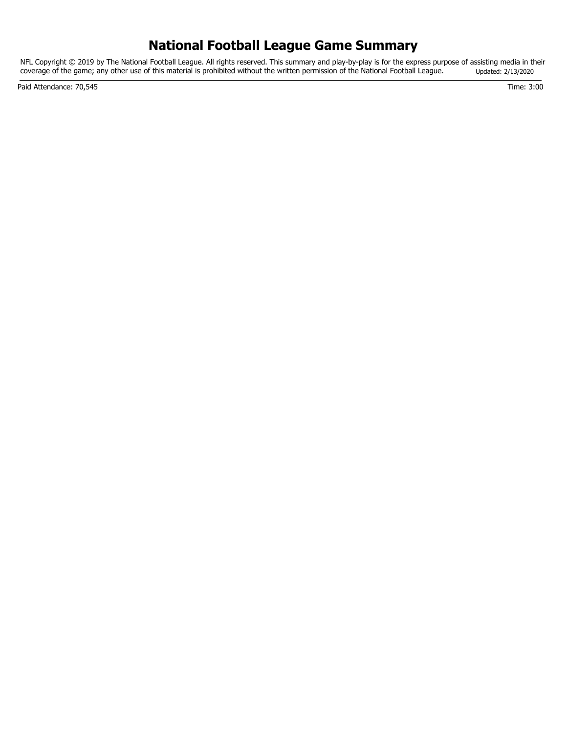# National Football League Game Summary

NFL Copyright © 2019 by The National Football League. All rights reserved. This summary and play-by-play is for the express purpose of assisting media in their coverage of the game; any other use of this material is prohibited without the written permission of the National Football League. Updated: 2/13/2020

Paid Attendance: 70,545

Time: 3:00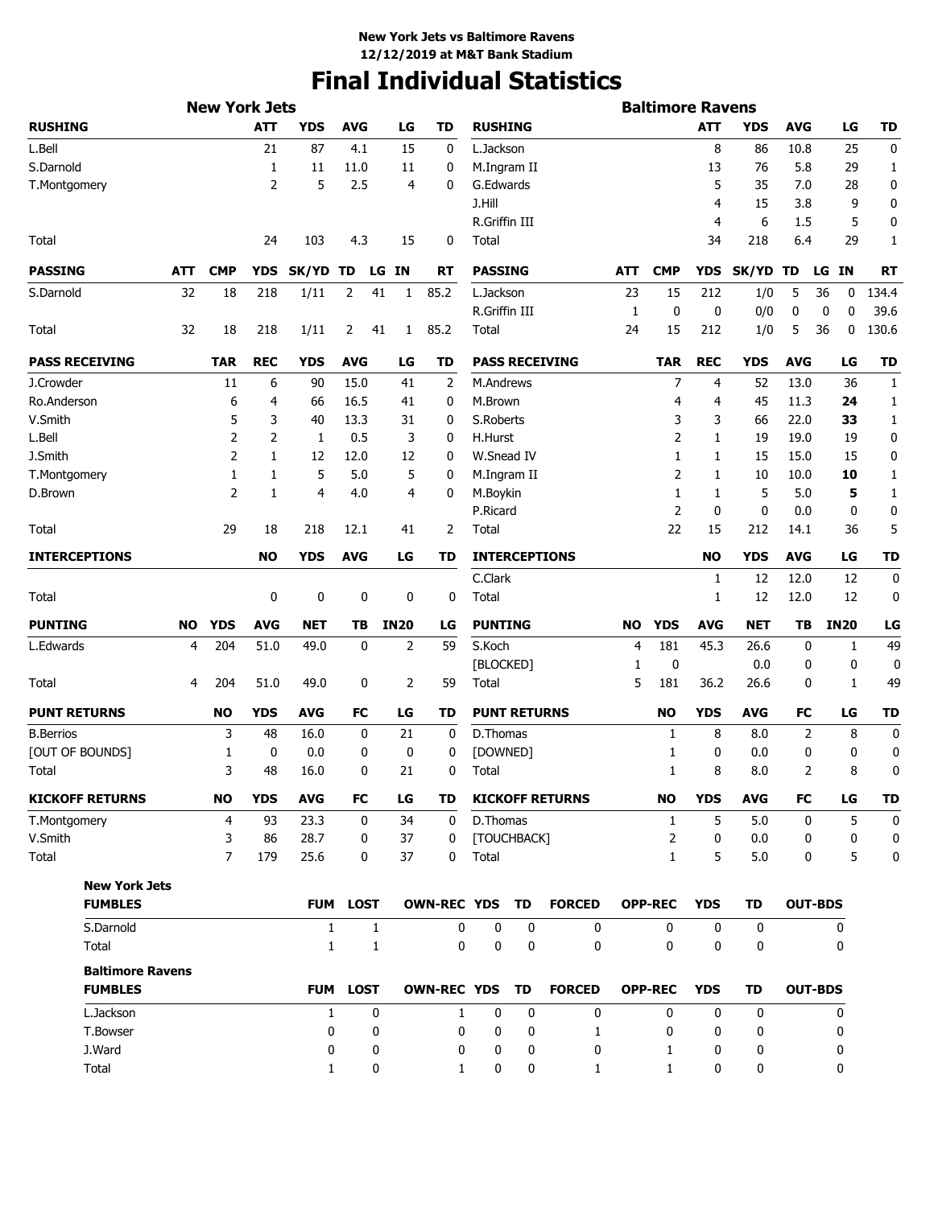**New York Jets vs Baltimore Ravens**
**12/12/2019 at M&T Bank Stadium**

# Final Individual Statistics

## New York Jets

| RUSHING | ATT | YDS | AVG | LG | TD |
|---|---|---|---|---|---|
| L.Bell | 21 | 87 | 4.1 | 15 | 0 |
| S.Darnold | 1 | 11 | 11.0 | 11 | 0 |
| T.Montgomery | 2 | 5 | 2.5 | 4 | 0 |
| Total | 24 | 103 | 4.3 | 15 | 0 |

| PASSING | ATT | CMP | YDS | SK/YD | TD | LG | IN | RT |
|---|---|---|---|---|---|---|---|---|
| S.Darnold | 32 | 18 | 218 | 1/11 | 2 | 41 | 1 | 85.2 |
| Total | 32 | 18 | 218 | 1/11 | 2 | 41 | 1 | 85.2 |

| PASS RECEIVING | TAR | REC | YDS | AVG | LG | TD |
|---|---|---|---|---|---|---|
| J.Crowder | 11 | 6 | 90 | 15.0 | 41 | 2 |
| Ro.Anderson | 6 | 4 | 66 | 16.5 | 41 | 0 |
| V.Smith | 5 | 3 | 40 | 13.3 | 31 | 0 |
| L.Bell | 2 | 2 | 1 | 0.5 | 3 | 0 |
| J.Smith | 2 | 1 | 12 | 12.0 | 12 | 0 |
| T.Montgomery | 1 | 1 | 5 | 5.0 | 5 | 0 |
| D.Brown | 2 | 1 | 4 | 4.0 | 4 | 0 |
| Total | 29 | 18 | 218 | 12.1 | 41 | 2 |

| INTERCEPTIONS | NO | YDS | AVG | LG | TD |
|---|---|---|---|---|---|
| Total | 0 | 0 | 0 | 0 | 0 |

| PUNTING | NO | YDS | AVG | NET | TB | IN20 | LG |
|---|---|---|---|---|---|---|---|
| L.Edwards | 4 | 204 | 51.0 | 49.0 | 0 | 2 | 59 |
| Total | 4 | 204 | 51.0 | 49.0 | 0 | 2 | 59 |

| PUNT RETURNS | NO | YDS | AVG | FC | LG | TD |
|---|---|---|---|---|---|---|
| B.Berrios | 3 | 48 | 16.0 | 0 | 21 | 0 |
| [OUT OF BOUNDS] | 1 | 0 | 0.0 | 0 | 0 | 0 |
| Total | 3 | 48 | 16.0 | 0 | 21 | 0 |

| KICKOFF RETURNS | NO | YDS | AVG | FC | LG | TD |
|---|---|---|---|---|---|---|
| T.Montgomery | 4 | 93 | 23.3 | 0 | 34 | 0 |
| V.Smith | 3 | 86 | 28.7 | 0 | 37 | 0 |
| Total | 7 | 179 | 25.6 | 0 | 37 | 0 |

## Baltimore Ravens

| RUSHING | ATT | YDS | AVG | LG | TD |
|---|---|---|---|---|---|
| L.Jackson | 8 | 86 | 10.8 | 25 | 0 |
| M.Ingram II | 13 | 76 | 5.8 | 29 | 1 |
| G.Edwards | 5 | 35 | 7.0 | 28 | 0 |
| J.Hill | 4 | 15 | 3.8 | 9 | 0 |
| R.Griffin III | 4 | 6 | 1.5 | 5 | 0 |
| Total | 34 | 218 | 6.4 | 29 | 1 |

| PASSING | ATT | CMP | YDS | SK/YD | TD | LG | IN | RT |
|---|---|---|---|---|---|---|---|---|
| L.Jackson | 23 | 15 | 212 | 1/0 | 5 | 36 | 0 | 134.4 |
| R.Griffin III | 1 | 0 | 0 | 0/0 | 0 | 0 | 0 | 39.6 |
| Total | 24 | 15 | 212 | 1/0 | 5 | 36 | 0 | 130.6 |

| PASS RECEIVING | TAR | REC | YDS | AVG | LG | TD |
|---|---|---|---|---|---|---|
| M.Andrews | 7 | 4 | 52 | 13.0 | 36 | 1 |
| M.Brown | 4 | 4 | 45 | 11.3 | **24** | 1 |
| S.Roberts | 3 | 3 | 66 | 22.0 | **33** | 1 |
| H.Hurst | 2 | 1 | 19 | 19.0 | 19 | 0 |
| W.Snead IV | 1 | 1 | 15 | 15.0 | 15 | 0 |
| M.Ingram II | 2 | 1 | 10 | 10.0 | **10** | 1 |
| M.Boykin | 1 | 1 | 5 | 5.0 | **5** | 1 |
| P.Ricard | 2 | 0 | 0 | 0.0 | 0 | 0 |
| Total | 22 | 15 | 212 | 14.1 | 36 | 5 |

| INTERCEPTIONS | NO | YDS | AVG | LG | TD |
|---|---|---|---|---|---|
| C.Clark | 1 | 12 | 12.0 | 12 | 0 |
| Total | 1 | 12 | 12.0 | 12 | 0 |

| PUNTING | NO | YDS | AVG | NET | TB | IN20 | LG |
|---|---|---|---|---|---|---|---|
| S.Koch | 4 | 181 | 45.3 | 26.6 | 0 | 1 | 49 |
| [BLOCKED] | 1 | 0 | | 0.0 | 0 | 0 | 0 |
| Total | 5 | 181 | 36.2 | 26.6 | 0 | 1 | 49 |

| PUNT RETURNS | NO | YDS | AVG | FC | LG | TD |
|---|---|---|---|---|---|---|
| D.Thomas | 1 | 8 | 8.0 | 2 | 8 | 0 |
| [DOWNED] | 1 | 0 | 0.0 | 0 | 0 | 0 |
| Total | 1 | 8 | 8.0 | 2 | 8 | 0 |

| KICKOFF RETURNS | NO | YDS | AVG | FC | LG | TD |
|---|---|---|---|---|---|---|
| D.Thomas | 1 | 5 | 5.0 | 0 | 5 | 0 |
| [TOUCHBACK] | 2 | 0 | 0.0 | 0 | 0 | 0 |
| Total | 1 | 5 | 5.0 | 0 | 5 | 0 |

## New York Jets

| FUMBLES | FUM | LOST | OWN-REC | YDS | TD | FORCED | OPP-REC | YDS | TD | OUT-BDS |
|---|---|---|---|---|---|---|---|---|---|---|
| S.Darnold | 1 | 1 | 0 | 0 | 0 | 0 | 0 | 0 | 0 | 0 |
| Total | 1 | 1 | 0 | 0 | 0 | 0 | 0 | 0 | 0 | 0 |

## Baltimore Ravens

| FUMBLES | FUM | LOST | OWN-REC | YDS | TD | FORCED | OPP-REC | YDS | TD | OUT-BDS |
|---|---|---|---|---|---|---|---|---|---|---|
| L.Jackson | 1 | 0 | 1 | 0 | 0 | 0 | 0 | 0 | 0 | 0 |
| T.Bowser | 0 | 0 | 0 | 0 | 0 | 1 | 0 | 0 | 0 | 0 |
| J.Ward | 0 | 0 | 0 | 0 | 0 | 0 | 1 | 0 | 0 | 0 |
| Total | 1 | 0 | 1 | 0 | 0 | 1 | 1 | 0 | 0 | 0 |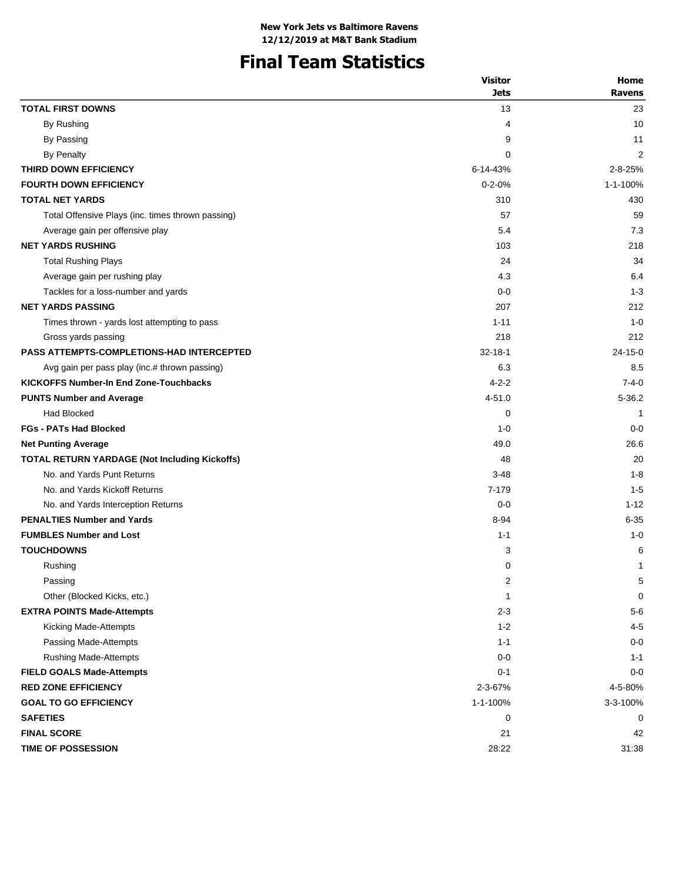**New York Jets vs Baltimore Ravens**
**12/12/2019 at M&T Bank Stadium**

# Final Team Statistics

| | Visitor Jets | Home Ravens |
|---|---|---|
| **TOTAL FIRST DOWNS** | 13 | 23 |
| By Rushing | 4 | 10 |
| By Passing | 9 | 11 |
| By Penalty | 0 | 2 |
| **THIRD DOWN EFFICIENCY** | 6-14-43% | 2-8-25% |
| **FOURTH DOWN EFFICIENCY** | 0-2-0% | 1-1-100% |
| **TOTAL NET YARDS** | 310 | 430 |
| Total Offensive Plays (inc. times thrown passing) | 57 | 59 |
| Average gain per offensive play | 5.4 | 7.3 |
| **NET YARDS RUSHING** | 103 | 218 |
| Total Rushing Plays | 24 | 34 |
| Average gain per rushing play | 4.3 | 6.4 |
| Tackles for a loss-number and yards | 0-0 | 1-3 |
| **NET YARDS PASSING** | 207 | 212 |
| Times thrown - yards lost attempting to pass | 1-11 | 1-0 |
| Gross yards passing | 218 | 212 |
| **PASS ATTEMPTS-COMPLETIONS-HAD INTERCEPTED** | 32-18-1 | 24-15-0 |
| Avg gain per pass play (inc.# thrown passing) | 6.3 | 8.5 |
| **KICKOFFS Number-In End Zone-Touchbacks** | 4-2-2 | 7-4-0 |
| **PUNTS Number and Average** | 4-51.0 | 5-36.2 |
| Had Blocked | 0 | 1 |
| **FGs - PATs Had Blocked** | 1-0 | 0-0 |
| **Net Punting Average** | 49.0 | 26.6 |
| **TOTAL RETURN YARDAGE (Not Including Kickoffs)** | 48 | 20 |
| No. and Yards Punt Returns | 3-48 | 1-8 |
| No. and Yards Kickoff Returns | 7-179 | 1-5 |
| No. and Yards Interception Returns | 0-0 | 1-12 |
| **PENALTIES Number and Yards** | 8-94 | 6-35 |
| **FUMBLES Number and Lost** | 1-1 | 1-0 |
| **TOUCHDOWNS** | 3 | 6 |
| Rushing | 0 | 1 |
| Passing | 2 | 5 |
| Other (Blocked Kicks, etc.) | 1 | 0 |
| **EXTRA POINTS Made-Attempts** | 2-3 | 5-6 |
| Kicking Made-Attempts | 1-2 | 4-5 |
| Passing Made-Attempts | 1-1 | 0-0 |
| Rushing Made-Attempts | 0-0 | 1-1 |
| **FIELD GOALS Made-Attempts** | 0-1 | 0-0 |
| **RED ZONE EFFICIENCY** | 2-3-67% | 4-5-80% |
| **GOAL TO GO EFFICIENCY** | 1-1-100% | 3-3-100% |
| **SAFETIES** | 0 | 0 |
| **FINAL SCORE** | 21 | 42 |
| **TIME OF POSSESSION** | 28:22 | 31:38 |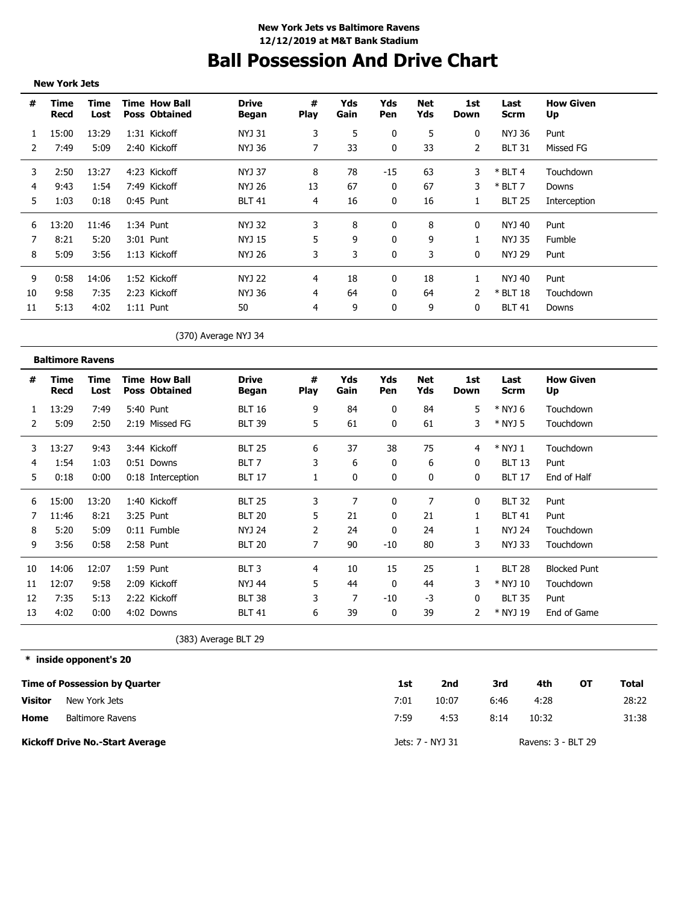New York Jets vs Baltimore Ravens
12/12/2019 at M&T Bank Stadium

# Ball Possession And Drive Chart

**New York Jets**

| # | Time Recd | Time Lost | Time Poss | How Ball Obtained | Drive Began | # Play | Yds Gain | Yds Pen | Net Yds | 1st Down | Last Scrm | How Given Up |
|---|---|---|---|---|---|---|---|---|---|---|---|---|
| 1 | 15:00 | 13:29 | 1:31 | Kickoff | NYJ 31 | 3 | 5 | 0 | 5 | 0 | NYJ 36 | Punt |
| 2 | 7:49 | 5:09 | 2:40 | Kickoff | NYJ 36 | 7 | 33 | 0 | 33 | 2 | BLT 31 | Missed FG |
| 3 | 2:50 | 13:27 | 4:23 | Kickoff | NYJ 37 | 8 | 78 | -15 | 63 | 3 | * BLT 4 | Touchdown |
| 4 | 9:43 | 1:54 | 7:49 | Kickoff | NYJ 26 | 13 | 67 | 0 | 67 | 3 | * BLT 7 | Downs |
| 5 | 1:03 | 0:18 | 0:45 | Punt | BLT 41 | 4 | 16 | 0 | 16 | 1 | BLT 25 | Interception |
| 6 | 13:20 | 11:46 | 1:34 | Punt | NYJ 32 | 3 | 8 | 0 | 8 | 0 | NYJ 40 | Punt |
| 7 | 8:21 | 5:20 | 3:01 | Punt | NYJ 15 | 5 | 9 | 0 | 9 | 1 | NYJ 35 | Fumble |
| 8 | 5:09 | 3:56 | 1:13 | Kickoff | NYJ 26 | 3 | 3 | 0 | 3 | 0 | NYJ 29 | Punt |
| 9 | 0:58 | 14:06 | 1:52 | Kickoff | NYJ 22 | 4 | 18 | 0 | 18 | 1 | NYJ 40 | Punt |
| 10 | 9:58 | 7:35 | 2:23 | Kickoff | NYJ 36 | 4 | 64 | 0 | 64 | 2 | * BLT 18 | Touchdown |
| 11 | 5:13 | 4:02 | 1:11 | Punt | 50 | 4 | 9 | 0 | 9 | 0 | BLT 41 | Downs |

(370) Average NYJ 34

**Baltimore Ravens**

| # | Time Recd | Time Lost | Time Poss | How Ball Obtained | Drive Began | # Play | Yds Gain | Yds Pen | Net Yds | 1st Down | Last Scrm | How Given Up |
|---|---|---|---|---|---|---|---|---|---|---|---|---|
| 1 | 13:29 | 7:49 | 5:40 | Punt | BLT 16 | 9 | 84 | 0 | 84 | 5 | * NYJ 6 | Touchdown |
| 2 | 5:09 | 2:50 | 2:19 | Missed FG | BLT 39 | 5 | 61 | 0 | 61 | 3 | * NYJ 5 | Touchdown |
| 3 | 13:27 | 9:43 | 3:44 | Kickoff | BLT 25 | 6 | 37 | 38 | 75 | 4 | * NYJ 1 | Touchdown |
| 4 | 1:54 | 1:03 | 0:51 | Downs | BLT 7 | 3 | 6 | 0 | 6 | 0 | BLT 13 | Punt |
| 5 | 0:18 | 0:00 | 0:18 | Interception | BLT 17 | 1 | 0 | 0 | 0 | 0 | BLT 17 | End of Half |
| 6 | 15:00 | 13:20 | 1:40 | Kickoff | BLT 25 | 3 | 7 | 0 | 7 | 0 | BLT 32 | Punt |
| 7 | 11:46 | 8:21 | 3:25 | Punt | BLT 20 | 5 | 21 | 0 | 21 | 1 | BLT 41 | Punt |
| 8 | 5:20 | 5:09 | 0:11 | Fumble | NYJ 24 | 2 | 24 | 0 | 24 | 1 | NYJ 24 | Touchdown |
| 9 | 3:56 | 0:58 | 2:58 | Punt | BLT 20 | 7 | 90 | -10 | 80 | 3 | NYJ 33 | Touchdown |
| 10 | 14:06 | 12:07 | 1:59 | Punt | BLT 3 | 4 | 10 | 15 | 25 | 1 | BLT 28 | Blocked Punt |
| 11 | 12:07 | 9:58 | 2:09 | Kickoff | NYJ 44 | 5 | 44 | 0 | 44 | 3 | * NYJ 10 | Touchdown |
| 12 | 7:35 | 5:13 | 2:22 | Kickoff | BLT 38 | 3 | 7 | -10 | -3 | 0 | BLT 35 | Punt |
| 13 | 4:02 | 0:00 | 4:02 | Downs | BLT 41 | 6 | 39 | 0 | 39 | 2 | * NYJ 19 | End of Game |

(383) Average BLT 29

**\* inside opponent's 20**

| Time of Possession by Quarter | | 1st | 2nd | 3rd | 4th | OT | Total |
|---|---|---|---|---|---|---|---|
| Visitor | New York Jets | 7:01 | 10:07 | 6:46 | 4:28 | | 28:22 |
| Home | Baltimore Ravens | 7:59 | 4:53 | 8:14 | 10:32 | | 31:38 |

**Kickoff Drive No.-Start Average** Jets: 7 - NYJ 31 Ravens: 3 - BLT 29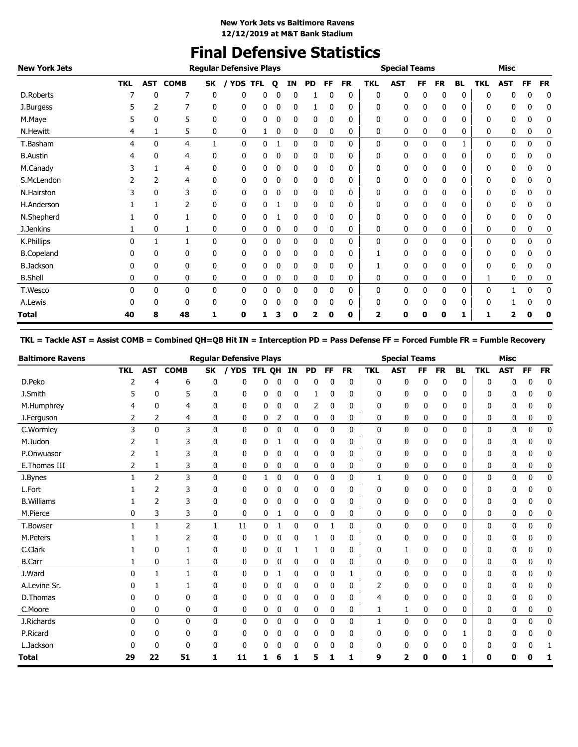**New York Jets vs Baltimore Ravens**
**12/12/2019 at M&T Bank Stadium**

# Final Defensive Statistics

| New York Jets | Regular Defensive Plays | | | | | | | | | | | Special Teams | | | | | | Misc | | | |
|---|---|---|---|---|---|---|---|---|---|---|---|---|---|---|---|---|---|---|---|---|---|
| | TKL | AST | COMB | SK | / YDS | TFL | Q | IN | PD | FF | FR | TKL | AST | FF | FR | BL | TKL | AST | FF | FR |
| D.Roberts | 7 | 0 | 7 | 0 | 0 | 0 | 0 | 0 | 1 | 0 | 0 | 0 | 0 | 0 | 0 | 0 | 0 | 0 | 0 | 0 |
| J.Burgess | 5 | 2 | 7 | 0 | 0 | 0 | 0 | 0 | 1 | 0 | 0 | 0 | 0 | 0 | 0 | 0 | 0 | 0 | 0 | 0 |
| M.Maye | 5 | 0 | 5 | 0 | 0 | 0 | 0 | 0 | 0 | 0 | 0 | 0 | 0 | 0 | 0 | 0 | 0 | 0 | 0 | 0 |
| N.Hewitt | 4 | 1 | 5 | 0 | 0 | 1 | 0 | 0 | 0 | 0 | 0 | 0 | 0 | 0 | 0 | 0 | 0 | 0 | 0 | 0 |
| T.Basham | 4 | 0 | 4 | 1 | 0 | 0 | 1 | 0 | 0 | 0 | 0 | 0 | 0 | 0 | 0 | 1 | 0 | 0 | 0 | 0 |
| B.Austin | 4 | 0 | 4 | 0 | 0 | 0 | 0 | 0 | 0 | 0 | 0 | 0 | 0 | 0 | 0 | 0 | 0 | 0 | 0 | 0 |
| M.Canady | 3 | 1 | 4 | 0 | 0 | 0 | 0 | 0 | 0 | 0 | 0 | 0 | 0 | 0 | 0 | 0 | 0 | 0 | 0 | 0 |
| S.McLendon | 2 | 2 | 4 | 0 | 0 | 0 | 0 | 0 | 0 | 0 | 0 | 0 | 0 | 0 | 0 | 0 | 0 | 0 | 0 | 0 |
| N.Hairston | 3 | 0 | 3 | 0 | 0 | 0 | 0 | 0 | 0 | 0 | 0 | 0 | 0 | 0 | 0 | 0 | 0 | 0 | 0 | 0 |
| H.Anderson | 1 | 1 | 2 | 0 | 0 | 0 | 1 | 0 | 0 | 0 | 0 | 0 | 0 | 0 | 0 | 0 | 0 | 0 | 0 | 0 |
| N.Shepherd | 1 | 0 | 1 | 0 | 0 | 0 | 1 | 0 | 0 | 0 | 0 | 0 | 0 | 0 | 0 | 0 | 0 | 0 | 0 | 0 |
| J.Jenkins | 1 | 0 | 1 | 0 | 0 | 0 | 0 | 0 | 0 | 0 | 0 | 0 | 0 | 0 | 0 | 0 | 0 | 0 | 0 | 0 |
| K.Phillips | 0 | 1 | 1 | 0 | 0 | 0 | 0 | 0 | 0 | 0 | 0 | 0 | 0 | 0 | 0 | 0 | 0 | 0 | 0 | 0 |
| B.Copeland | 0 | 0 | 0 | 0 | 0 | 0 | 0 | 0 | 0 | 0 | 0 | 1 | 0 | 0 | 0 | 0 | 0 | 0 | 0 | 0 |
| B.Jackson | 0 | 0 | 0 | 0 | 0 | 0 | 0 | 0 | 0 | 0 | 0 | 1 | 0 | 0 | 0 | 0 | 0 | 0 | 0 | 0 |
| B.Shell | 0 | 0 | 0 | 0 | 0 | 0 | 0 | 0 | 0 | 0 | 0 | 0 | 0 | 0 | 0 | 0 | 1 | 0 | 0 | 0 |
| T.Wesco | 0 | 0 | 0 | 0 | 0 | 0 | 0 | 0 | 0 | 0 | 0 | 0 | 0 | 0 | 0 | 0 | 0 | 1 | 0 | 0 |
| A.Lewis | 0 | 0 | 0 | 0 | 0 | 0 | 0 | 0 | 0 | 0 | 0 | 0 | 0 | 0 | 0 | 0 | 0 | 1 | 0 | 0 |
| **Total** | **40** | **8** | **48** | **1** | **0** | **1** | **3** | **0** | **2** | **0** | **0** | **2** | **0** | **0** | **0** | **1** | **1** | **2** | **0** | **0** |

**TKL = Tackle AST = Assist COMB = Combined QH=QB Hit IN = Interception PD = Pass Defense FF = Forced Fumble FR = Fumble Recovery**

| Baltimore Ravens | Regular Defensive Plays | | | | | | | | | | | Special Teams | | | | | | Misc | | | |
|---|---|---|---|---|---|---|---|---|---|---|---|---|---|---|---|---|---|---|---|---|---|
| | TKL | AST | COMB | SK | / YDS | TFL | QH | IN | PD | FF | FR | TKL | AST | FF | FR | BL | TKL | AST | FF | FR |
| D.Peko | 2 | 4 | 6 | 0 | 0 | 0 | 0 | 0 | 0 | 0 | 0 | 0 | 0 | 0 | 0 | 0 | 0 | 0 | 0 | 0 |
| J.Smith | 5 | 0 | 5 | 0 | 0 | 0 | 0 | 0 | 1 | 0 | 0 | 0 | 0 | 0 | 0 | 0 | 0 | 0 | 0 | 0 |
| M.Humphrey | 4 | 0 | 4 | 0 | 0 | 0 | 0 | 0 | 2 | 0 | 0 | 0 | 0 | 0 | 0 | 0 | 0 | 0 | 0 | 0 |
| J.Ferguson | 2 | 2 | 4 | 0 | 0 | 0 | 2 | 0 | 0 | 0 | 0 | 0 | 0 | 0 | 0 | 0 | 0 | 0 | 0 | 0 |
| C.Wormley | 3 | 0 | 3 | 0 | 0 | 0 | 0 | 0 | 0 | 0 | 0 | 0 | 0 | 0 | 0 | 0 | 0 | 0 | 0 | 0 |
| M.Judon | 2 | 1 | 3 | 0 | 0 | 0 | 1 | 0 | 0 | 0 | 0 | 0 | 0 | 0 | 0 | 0 | 0 | 0 | 0 | 0 |
| P.Onwuasor | 2 | 1 | 3 | 0 | 0 | 0 | 0 | 0 | 0 | 0 | 0 | 0 | 0 | 0 | 0 | 0 | 0 | 0 | 0 | 0 |
| E.Thomas III | 2 | 1 | 3 | 0 | 0 | 0 | 0 | 0 | 0 | 0 | 0 | 0 | 0 | 0 | 0 | 0 | 0 | 0 | 0 | 0 |
| J.Bynes | 1 | 2 | 3 | 0 | 0 | 1 | 0 | 0 | 0 | 0 | 0 | 1 | 0 | 0 | 0 | 0 | 0 | 0 | 0 | 0 |
| L.Fort | 1 | 2 | 3 | 0 | 0 | 0 | 0 | 0 | 0 | 0 | 0 | 0 | 0 | 0 | 0 | 0 | 0 | 0 | 0 | 0 |
| B.Williams | 1 | 2 | 3 | 0 | 0 | 0 | 0 | 0 | 0 | 0 | 0 | 0 | 0 | 0 | 0 | 0 | 0 | 0 | 0 | 0 |
| M.Pierce | 0 | 3 | 3 | 0 | 0 | 0 | 1 | 0 | 0 | 0 | 0 | 0 | 0 | 0 | 0 | 0 | 0 | 0 | 0 | 0 |
| T.Bowser | 1 | 1 | 2 | 1 | 11 | 0 | 1 | 0 | 0 | 1 | 0 | 0 | 0 | 0 | 0 | 0 | 0 | 0 | 0 | 0 |
| M.Peters | 1 | 1 | 2 | 0 | 0 | 0 | 0 | 0 | 1 | 0 | 0 | 0 | 0 | 0 | 0 | 0 | 0 | 0 | 0 | 0 |
| C.Clark | 1 | 0 | 1 | 0 | 0 | 0 | 0 | 1 | 1 | 0 | 0 | 0 | 1 | 0 | 0 | 0 | 0 | 0 | 0 | 0 |
| B.Carr | 1 | 0 | 1 | 0 | 0 | 0 | 0 | 0 | 0 | 0 | 0 | 0 | 0 | 0 | 0 | 0 | 0 | 0 | 0 | 0 |
| J.Ward | 0 | 1 | 1 | 0 | 0 | 0 | 1 | 0 | 0 | 0 | 1 | 0 | 0 | 0 | 0 | 0 | 0 | 0 | 0 | 0 |
| A.Levine Sr. | 0 | 1 | 1 | 0 | 0 | 0 | 0 | 0 | 0 | 0 | 0 | 2 | 0 | 0 | 0 | 0 | 0 | 0 | 0 | 0 |
| D.Thomas | 0 | 0 | 0 | 0 | 0 | 0 | 0 | 0 | 0 | 0 | 0 | 4 | 0 | 0 | 0 | 0 | 0 | 0 | 0 | 0 |
| C.Moore | 0 | 0 | 0 | 0 | 0 | 0 | 0 | 0 | 0 | 0 | 0 | 1 | 1 | 0 | 0 | 0 | 0 | 0 | 0 | 0 |
| J.Richards | 0 | 0 | 0 | 0 | 0 | 0 | 0 | 0 | 0 | 0 | 0 | 1 | 0 | 0 | 0 | 0 | 0 | 0 | 0 | 0 |
| P.Ricard | 0 | 0 | 0 | 0 | 0 | 0 | 0 | 0 | 0 | 0 | 0 | 0 | 0 | 0 | 0 | 1 | 0 | 0 | 0 | 0 |
| L.Jackson | 0 | 0 | 0 | 0 | 0 | 0 | 0 | 0 | 0 | 0 | 0 | 0 | 0 | 0 | 0 | 0 | 0 | 0 | 0 | 1 |
| **Total** | **29** | **22** | **51** | **1** | **11** | **1** | **6** | **1** | **5** | **1** | **1** | **9** | **2** | **0** | **0** | **1** | **0** | **0** | **0** | **1** |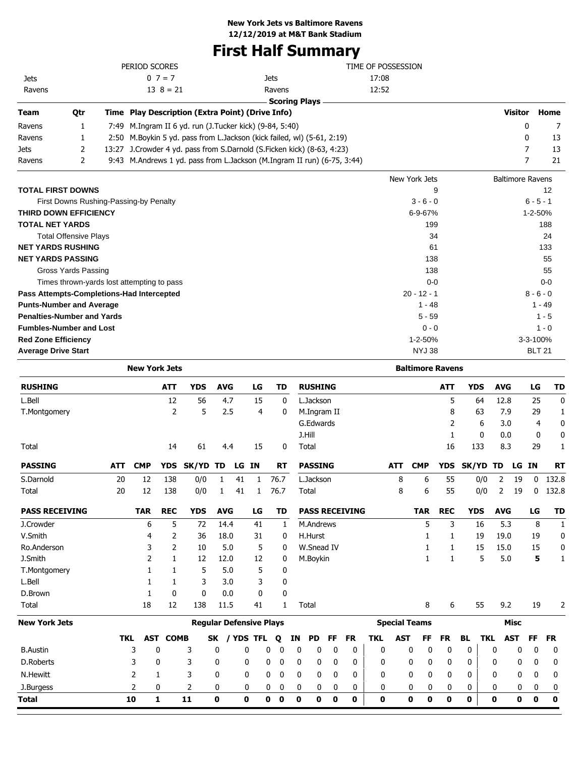**New York Jets vs Baltimore Ravens**
**12/12/2019 at M&T Bank Stadium**

# First Half Summary

| PERIOD SCORES | | TIME OF POSSESSION | |
|---|---|---|---|
| Jets | 0 7 = 7 | Jets | 17:08 |
| Ravens | 13 8 = 21 | Ravens | 12:52 |

**Scoring Plays**

| Team | Qtr | Time | Play Description (Extra Point) (Drive Info) | Visitor | Home |
|---|---|---|---|---|---|
| Ravens | 1 | 7:49 | M.Ingram II 6 yd. run (J.Tucker kick) (9-84, 5:40) | 0 | 7 |
| Ravens | 1 | 2:50 | M.Boykin 5 yd. pass from L.Jackson (kick failed, wl) (5-61, 2:19) | 0 | 13 |
| Jets | 2 | 13:27 | J.Crowder 4 yd. pass from S.Darnold (S.Ficken kick) (8-63, 4:23) | 7 | 13 |
| Ravens | 2 | 9:43 | M.Andrews 1 yd. pass from L.Jackson (M.Ingram II run) (6-75, 3:44) | 7 | 21 |

| | New York Jets | Baltimore Ravens |
|---|---|---|
| **TOTAL FIRST DOWNS** | 9 | 12 |
| First Downs Rushing-Passing-by Penalty | 3 - 6 - 0 | 6 - 5 - 1 |
| **THIRD DOWN EFFICIENCY** | 6-9-67% | 1-2-50% |
| **TOTAL NET YARDS** | 199 | 188 |
| Total Offensive Plays | 34 | 24 |
| **NET YARDS RUSHING** | 61 | 133 |
| **NET YARDS PASSING** | 138 | 55 |
| Gross Yards Passing | 138 | 55 |
| Times thrown-yards lost attempting to pass | 0-0 | 0-0 |
| **Pass Attempts-Completions-Had Intercepted** | 20 - 12 - 1 | 8 - 6 - 0 |
| **Punts-Number and Average** | 1 - 48 | 1 - 49 |
| **Penalties-Number and Yards** | 5 - 59 | 1 - 5 |
| **Fumbles-Number and Lost** | 0 - 0 | 1 - 0 |
| **Red Zone Efficiency** | 1-2-50% | 3-3-100% |
| **Average Drive Start** | NYJ 38 | BLT 21 |

## New York Jets

| RUSHING | ATT | YDS | AVG | LG | TD |
|---|---|---|---|---|---|
| L.Bell | 12 | 56 | 4.7 | 15 | 0 |
| T.Montgomery | 2 | 5 | 2.5 | 4 | 0 |
| Total | 14 | 61 | 4.4 | 15 | 0 |

| PASSING | ATT | CMP | YDS | SK/YD | TD | LG | IN | RT |
|---|---|---|---|---|---|---|---|---|
| S.Darnold | 20 | 12 | 138 | 0/0 | 1 | 41 | 1 | 76.7 |
| Total | 20 | 12 | 138 | 0/0 | 1 | 41 | 1 | 76.7 |

| PASS RECEIVING | TAR | REC | YDS | AVG | LG | TD |
|---|---|---|---|---|---|---|
| J.Crowder | 6 | 5 | 72 | 14.4 | 41 | 1 |
| V.Smith | 4 | 2 | 36 | 18.0 | 31 | 0 |
| Ro.Anderson | 3 | 2 | 10 | 5.0 | 5 | 0 |
| J.Smith | 2 | 1 | 12 | 12.0 | 12 | 0 |
| T.Montgomery | 1 | 1 | 5 | 5.0 | 5 | 0 |
| L.Bell | 1 | 1 | 3 | 3.0 | 3 | 0 |
| D.Brown | 1 | 0 | 0 | 0.0 | 0 | 0 |
| Total | 18 | 12 | 138 | 11.5 | 41 | 1 |

## Baltimore Ravens

| RUSHING | ATT | YDS | AVG | LG | TD |
|---|---|---|---|---|---|
| L.Jackson | 5 | 64 | 12.8 | 25 | 0 |
| M.Ingram II | 8 | 63 | 7.9 | 29 | 1 |
| G.Edwards | 2 | 6 | 3.0 | 4 | 0 |
| J.Hill | 1 | 0 | 0.0 | 0 | 0 |
| Total | 16 | 133 | 8.3 | 29 | 1 |

| PASSING | ATT | CMP | YDS | SK/YD | TD | LG | IN | RT |
|---|---|---|---|---|---|---|---|---|
| L.Jackson | 8 | 6 | 55 | 0/0 | 2 | 19 | 0 | 132.8 |
| Total | 8 | 6 | 55 | 0/0 | 2 | 19 | 0 | 132.8 |

| PASS RECEIVING | TAR | REC | YDS | AVG | LG | TD |
|---|---|---|---|---|---|---|
| M.Andrews | 5 | 3 | 16 | 5.3 | 8 | 1 |
| H.Hurst | 1 | 1 | 19 | 19.0 | 19 | 0 |
| W.Snead IV | 1 | 1 | 15 | 15.0 | 15 | 0 |
| M.Boykin | 1 | 1 | 5 | 5.0 | **5** | 1 |
| Total | 8 | 6 | 55 | 9.2 | 19 | 2 |

## New York Jets Defense

| | Regular Defensive Plays | | | | | | | | | | | | Special Teams | | | | | Misc | | | |
|---|---|---|---|---|---|---|---|---|---|---|---|---|---|---|---|---|---|---|---|---|---|
| | TKL | AST | COMB | SK | / YDS | TFL | Q | IN | PD | FF | FR | TKL | AST | FF | FR | BL | TKL | AST | FF | FR |
| B.Austin | 3 | 0 | 3 | 0 | 0 | 0 | 0 | 0 | 0 | 0 | 0 | 0 | 0 | 0 | 0 | 0 | 0 | 0 | 0 | 0 |
| D.Roberts | 3 | 0 | 3 | 0 | 0 | 0 | 0 | 0 | 0 | 0 | 0 | 0 | 0 | 0 | 0 | 0 | 0 | 0 | 0 | 0 |
| N.Hewitt | 2 | 1 | 3 | 0 | 0 | 0 | 0 | 0 | 0 | 0 | 0 | 0 | 0 | 0 | 0 | 0 | 0 | 0 | 0 | 0 |
| J.Burgess | 2 | 0 | 2 | 0 | 0 | 0 | 0 | 0 | 0 | 0 | 0 | 0 | 0 | 0 | 0 | 0 | 0 | 0 | 0 | 0 |
| **Total** | **10** | **1** | **11** | **0** | **0** | **0** | **0** | **0** | **0** | **0** | **0** | **0** | **0** | **0** | **0** | **0** | **0** | **0** | **0** | **0** |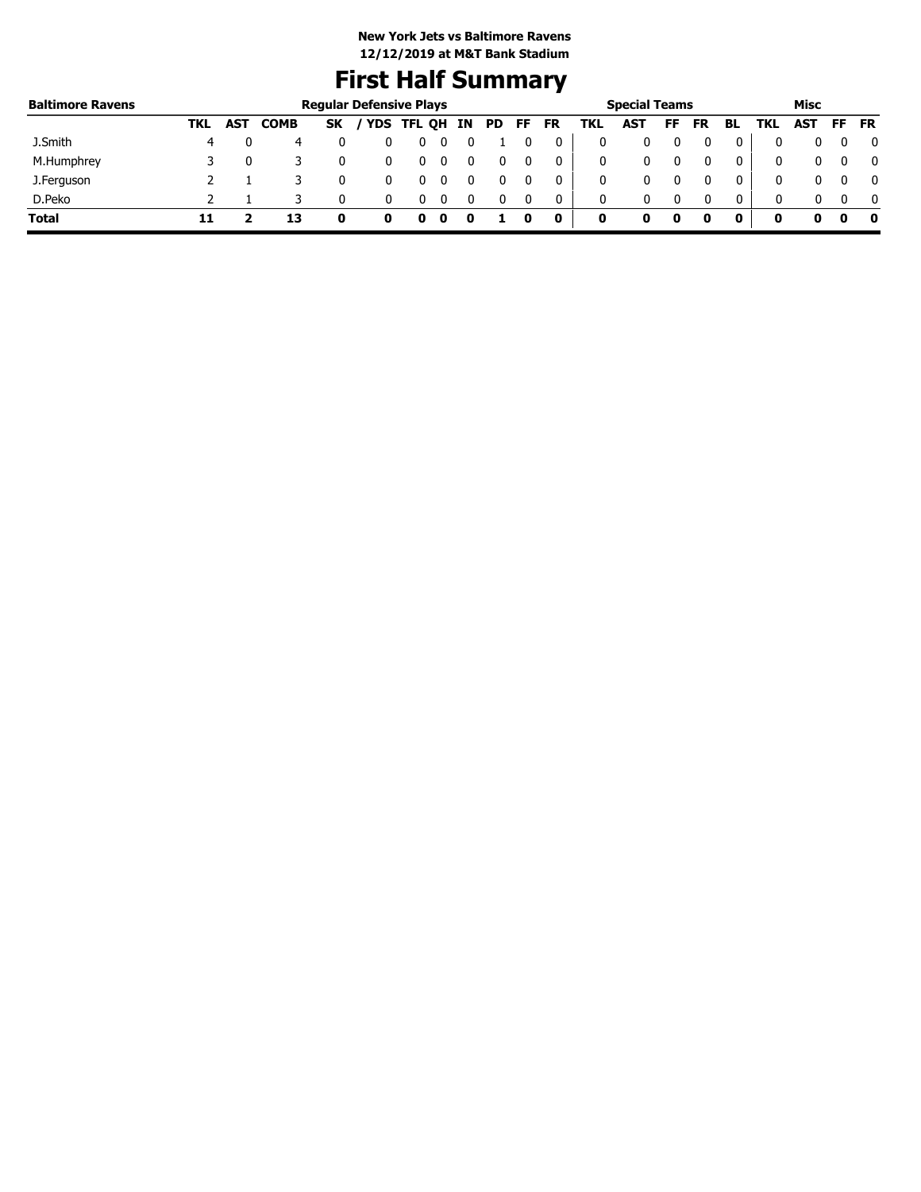**New York Jets vs Baltimore Ravens**
**12/12/2019 at M&T Bank Stadium**

# First Half Summary

| Baltimore Ravens | Regular Defensive Plays | | | | | | | | | | | Special Teams | | | | | Misc | | | |
|---|---|---|---|---|---|---|---|---|---|---|---|---|---|---|---|---|---|---|---|---|
| | TKL | AST | COMB | SK | / YDS | TFL | QH | IN | PD | FF | FR | TKL | AST | FF | FR | BL | TKL | AST | FF | FR |
| J.Smith | 4 | 0 | 4 | 0 | 0 | 0 | 0 | 0 | 1 | 0 | 0 | 0 | 0 | 0 | 0 | 0 | 0 | 0 | 0 | 0 |
| M.Humphrey | 3 | 0 | 3 | 0 | 0 | 0 | 0 | 0 | 0 | 0 | 0 | 0 | 0 | 0 | 0 | 0 | 0 | 0 | 0 | 0 |
| J.Ferguson | 2 | 1 | 3 | 0 | 0 | 0 | 0 | 0 | 0 | 0 | 0 | 0 | 0 | 0 | 0 | 0 | 0 | 0 | 0 | 0 |
| D.Peko | 2 | 1 | 3 | 0 | 0 | 0 | 0 | 0 | 0 | 0 | 0 | 0 | 0 | 0 | 0 | 0 | 0 | 0 | 0 | 0 |
| **Total** | **11** | **2** | **13** | **0** | **0** | **0** | **0** | **0** | **1** | **0** | **0** | **0** | **0** | **0** | **0** | **0** | **0** | **0** | **0** | **0** |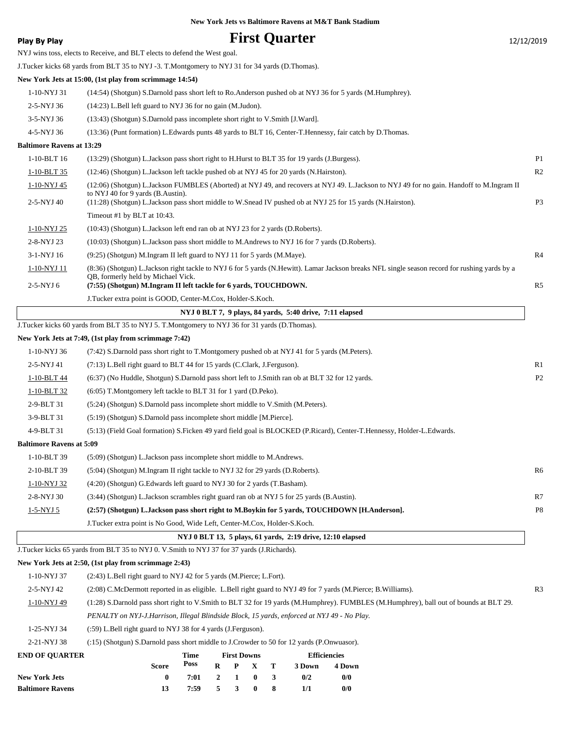New York Jets vs Baltimore Ravens at M&T Bank Stadium

**Play By Play**

# First Quarter

12/12/2019

NYJ wins toss, elects to Receive, and BLT elects to defend the West goal.

J.Tucker kicks 68 yards from BLT 35 to NYJ -3. T.Montgomery to NYJ 31 for 34 yards (D.Thomas).

**New York Jets at 15:00, (1st play from scrimmage 14:54)**

| | | |
|---|---|---|
| 1-10-NYJ 31 | (14:54) (Shotgun) S.Darnold pass short left to Ro.Anderson pushed ob at NYJ 36 for 5 yards (M.Humphrey). | |
| 2-5-NYJ 36 | (14:23) L.Bell left guard to NYJ 36 for no gain (M.Judon). | |
| 3-5-NYJ 36 | (13:43) (Shotgun) S.Darnold pass incomplete short right to V.Smith [J.Ward]. | |
| 4-5-NYJ 36 | (13:36) (Punt formation) L.Edwards punts 48 yards to BLT 16, Center-T.Hennessy, fair catch by D.Thomas. | |

**Baltimore Ravens at 13:29**

| | | |
|---|---|---|
| 1-10-BLT 16 | (13:29) (Shotgun) L.Jackson pass short right to H.Hurst to BLT 35 for 19 yards (J.Burgess). | P1 |
| 1-10-BLT 35 | (12:46) (Shotgun) L.Jackson left tackle pushed ob at NYJ 45 for 20 yards (N.Hairston). | R2 |
| 1-10-NYJ 45 | (12:06) (Shotgun) L.Jackson FUMBLES (Aborted) at NYJ 49, and recovers at NYJ 49. L.Jackson to NYJ 49 for no gain. Handoff to M.Ingram II to NYJ 40 for 9 yards (B.Austin). | |
| 2-5-NYJ 40 | (11:28) (Shotgun) L.Jackson pass short middle to W.Snead IV pushed ob at NYJ 25 for 15 yards (N.Hairston). | P3 |
| | Timeout #1 by BLT at 10:43. | |
| 1-10-NYJ 25 | (10:43) (Shotgun) L.Jackson left end ran ob at NYJ 23 for 2 yards (D.Roberts). | |
| 2-8-NYJ 23 | (10:03) (Shotgun) L.Jackson pass short middle to M.Andrews to NYJ 16 for 7 yards (D.Roberts). | |
| 3-1-NYJ 16 | (9:25) (Shotgun) M.Ingram II left guard to NYJ 11 for 5 yards (M.Maye). | R4 |
| 1-10-NYJ 11 | (8:36) (Shotgun) L.Jackson right tackle to NYJ 6 for 5 yards (N.Hewitt). Lamar Jackson breaks NFL single season record for rushing yards by a QB, formerly held by Michael Vick. | |
| 2-5-NYJ 6 | **(7:55) (Shotgun) M.Ingram II left tackle for 6 yards, TOUCHDOWN.** | R5 |
| | J.Tucker extra point is GOOD, Center-M.Cox, Holder-S.Koch. | |

**NYJ 0 BLT 7, 9 plays, 84 yards, 5:40 drive, 7:11 elapsed**

J.Tucker kicks 60 yards from BLT 35 to NYJ 5. T.Montgomery to NYJ 36 for 31 yards (D.Thomas).

**New York Jets at 7:49, (1st play from scrimmage 7:42)**

| | | |
|---|---|---|
| 1-10-NYJ 36 | (7:42) S.Darnold pass short right to T.Montgomery pushed ob at NYJ 41 for 5 yards (M.Peters). | |
| 2-5-NYJ 41 | (7:13) L.Bell right guard to BLT 44 for 15 yards (C.Clark, J.Ferguson). | R1 |
| 1-10-BLT 44 | (6:37) (No Huddle, Shotgun) S.Darnold pass short left to J.Smith ran ob at BLT 32 for 12 yards. | P2 |
| 1-10-BLT 32 | (6:05) T.Montgomery left tackle to BLT 31 for 1 yard (D.Peko). | |
| 2-9-BLT 31 | (5:24) (Shotgun) S.Darnold pass incomplete short middle to V.Smith (M.Peters). | |
| 3-9-BLT 31 | (5:19) (Shotgun) S.Darnold pass incomplete short middle [M.Pierce]. | |
| 4-9-BLT 31 | (5:13) (Field Goal formation) S.Ficken 49 yard field goal is BLOCKED (P.Ricard), Center-T.Hennessy, Holder-L.Edwards. | |

**Baltimore Ravens at 5:09**

| | | |
|---|---|---|
| 1-10-BLT 39 | (5:09) (Shotgun) L.Jackson pass incomplete short middle to M.Andrews. | |
| 2-10-BLT 39 | (5:04) (Shotgun) M.Ingram II right tackle to NYJ 32 for 29 yards (D.Roberts). | R6 |
| 1-10-NYJ 32 | (4:20) (Shotgun) G.Edwards left guard to NYJ 30 for 2 yards (T.Basham). | |
| 2-8-NYJ 30 | (3:44) (Shotgun) L.Jackson scrambles right guard ran ob at NYJ 5 for 25 yards (B.Austin). | R7 |
| 1-5-NYJ 5 | **(2:57) (Shotgun) L.Jackson pass short right to M.Boykin for 5 yards, TOUCHDOWN [H.Anderson].** | P8 |
| | J.Tucker extra point is No Good, Wide Left, Center-M.Cox, Holder-S.Koch. | |

**NYJ 0 BLT 13, 5 plays, 61 yards, 2:19 drive, 12:10 elapsed**

J.Tucker kicks 65 yards from BLT 35 to NYJ 0. V.Smith to NYJ 37 for 37 yards (J.Richards).

**New York Jets at 2:50, (1st play from scrimmage 2:43)**

| | | |
|---|---|---|
| 1-10-NYJ 37 | (2:43) L.Bell right guard to NYJ 42 for 5 yards (M.Pierce; L.Fort). | |
| 2-5-NYJ 42 | (2:08) C.McDermott reported in as eligible. L.Bell right guard to NYJ 49 for 7 yards (M.Pierce; B.Williams). | R3 |
| 1-10-NYJ 49 | (1:28) S.Darnold pass short right to V.Smith to BLT 32 for 19 yards (M.Humphrey). FUMBLES (M.Humphrey), ball out of bounds at BLT 29. | |
| | *PENALTY on NYJ-J.Harrison, Illegal Blindside Block, 15 yards, enforced at NYJ 49 - No Play.* | |
| 1-25-NYJ 34 | (:59) L.Bell right guard to NYJ 38 for 4 yards (J.Ferguson). | |
| 2-21-NYJ 38 | (:15) (Shotgun) S.Darnold pass short middle to J.Crowder to 50 for 12 yards (P.Onwuasor). | |

| END OF QUARTER | Score | Time Poss | First Downs R | P | X | T | Efficiencies 3 Down | 4 Down |
|---|---|---|---|---|---|---|---|---|
| New York Jets | 0 | 7:01 | 2 | 1 | 0 | 3 | 0/2 | 0/0 |
| Baltimore Ravens | 13 | 7:59 | 5 | 3 | 0 | 8 | 1/1 | 0/0 |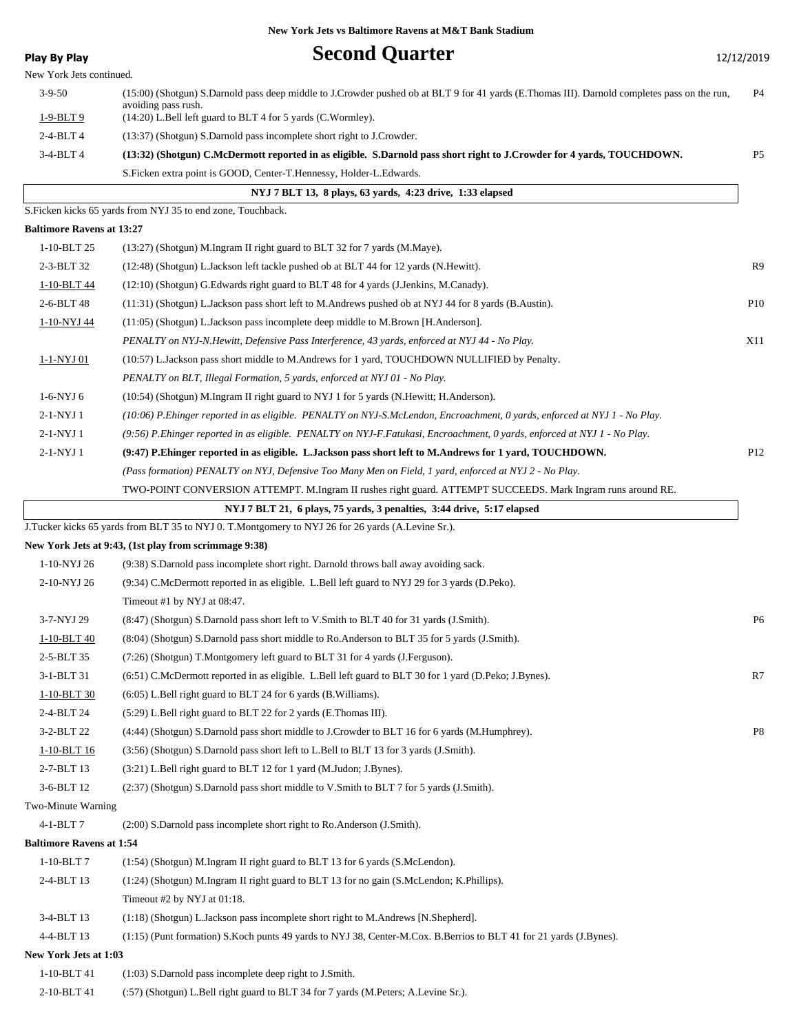New York Jets vs Baltimore Ravens at M&T Bank Stadium

## Second Quarter

**Play By Play** 12/12/2019

New York Jets continued.

| Down | Play | |
|---|---|---|
| 3-9-50 | (15:00) (Shotgun) S.Darnold pass deep middle to J.Crowder pushed ob at BLT 9 for 41 yards (E.Thomas III). Darnold completes pass on the run, avoiding pass rush. | P4 |
| 1-9-BLT 9 | (14:20) L.Bell left guard to BLT 4 for 5 yards (C.Wormley). | |
| 2-4-BLT 4 | (13:37) (Shotgun) S.Darnold pass incomplete short right to J.Crowder. | |
| 3-4-BLT 4 | **(13:32) (Shotgun) C.McDermott reported in as eligible. S.Darnold pass short right to J.Crowder for 4 yards, TOUCHDOWN.** | P5 |
| | S.Ficken extra point is GOOD, Center-T.Hennessy, Holder-L.Edwards. | |

**NYJ 7 BLT 13, 8 plays, 63 yards, 4:23 drive, 1:33 elapsed**

S.Ficken kicks 65 yards from NYJ 35 to end zone, Touchback.

**Baltimore Ravens at 13:27**

| Down | Play | |
|---|---|---|
| 1-10-BLT 25 | (13:27) (Shotgun) M.Ingram II right guard to BLT 32 for 7 yards (M.Maye). | |
| 2-3-BLT 32 | (12:48) (Shotgun) L.Jackson left tackle pushed ob at BLT 44 for 12 yards (N.Hewitt). | R9 |
| 1-10-BLT 44 | (12:10) (Shotgun) G.Edwards right guard to BLT 48 for 4 yards (J.Jenkins, M.Canady). | |
| 2-6-BLT 48 | (11:31) (Shotgun) L.Jackson pass short left to M.Andrews pushed ob at NYJ 44 for 8 yards (B.Austin). | P10 |
| 1-10-NYJ 44 | (11:05) (Shotgun) L.Jackson pass incomplete deep middle to M.Brown [H.Anderson]. | |
| | *PENALTY on NYJ-N.Hewitt, Defensive Pass Interference, 43 yards, enforced at NYJ 44 - No Play.* | X11 |
| 1-1-NYJ 01 | (10:57) L.Jackson pass short middle to M.Andrews for 1 yard, TOUCHDOWN NULLIFIED by Penalty. | |
| | *PENALTY on BLT, Illegal Formation, 5 yards, enforced at NYJ 01 - No Play.* | |
| 1-6-NYJ 6 | (10:54) (Shotgun) M.Ingram II right guard to NYJ 1 for 5 yards (N.Hewitt; H.Anderson). | |
| 2-1-NYJ 1 | *(10:06) P.Ehinger reported in as eligible. PENALTY on NYJ-S.McLendon, Encroachment, 0 yards, enforced at NYJ 1 - No Play.* | |
| 2-1-NYJ 1 | *(9:56) P.Ehinger reported in as eligible. PENALTY on NYJ-F.Fatukasi, Encroachment, 0 yards, enforced at NYJ 1 - No Play.* | |
| 2-1-NYJ 1 | **(9:47) P.Ehinger reported in as eligible. L.Jackson pass short left to M.Andrews for 1 yard, TOUCHDOWN.** | P12 |
| | *(Pass formation) PENALTY on NYJ, Defensive Too Many Men on Field, 1 yard, enforced at NYJ 2 - No Play.* | |
| | TWO-POINT CONVERSION ATTEMPT. M.Ingram II rushes right guard. ATTEMPT SUCCEEDS. Mark Ingram runs around RE. | |

**NYJ 7 BLT 21, 6 plays, 75 yards, 3 penalties, 3:44 drive, 5:17 elapsed**

J.Tucker kicks 65 yards from BLT 35 to NYJ 0. T.Montgomery to NYJ 26 for 26 yards (A.Levine Sr.).

**New York Jets at 9:43, (1st play from scrimmage 9:38)**

| Down | Play | |
|---|---|---|
| 1-10-NYJ 26 | (9:38) S.Darnold pass incomplete short right. Darnold throws ball away avoiding sack. | |
| 2-10-NYJ 26 | (9:34) C.McDermott reported in as eligible. L.Bell left guard to NYJ 29 for 3 yards (D.Peko). | |
| | Timeout #1 by NYJ at 08:47. | |
| 3-7-NYJ 29 | (8:47) (Shotgun) S.Darnold pass short left to V.Smith to BLT 40 for 31 yards (J.Smith). | P6 |
| 1-10-BLT 40 | (8:04) (Shotgun) S.Darnold pass short middle to Ro.Anderson to BLT 35 for 5 yards (J.Smith). | |
| 2-5-BLT 35 | (7:26) (Shotgun) T.Montgomery left guard to BLT 31 for 4 yards (J.Ferguson). | |
| 3-1-BLT 31 | (6:51) C.McDermott reported in as eligible. L.Bell left guard to BLT 30 for 1 yard (D.Peko; J.Bynes). | R7 |
| 1-10-BLT 30 | (6:05) L.Bell right guard to BLT 24 for 6 yards (B.Williams). | |
| 2-4-BLT 24 | (5:29) L.Bell right guard to BLT 22 for 2 yards (E.Thomas III). | |
| 3-2-BLT 22 | (4:44) (Shotgun) S.Darnold pass short middle to J.Crowder to BLT 16 for 6 yards (M.Humphrey). | P8 |
| 1-10-BLT 16 | (3:56) (Shotgun) S.Darnold pass short left to L.Bell to BLT 13 for 3 yards (J.Smith). | |
| 2-7-BLT 13 | (3:21) L.Bell right guard to BLT 12 for 1 yard (M.Judon; J.Bynes). | |
| 3-6-BLT 12 | (2:37) (Shotgun) S.Darnold pass short middle to V.Smith to BLT 7 for 5 yards (J.Smith). | |
| Two-Minute Warning | | |
| 4-1-BLT 7 | (2:00) S.Darnold pass incomplete short right to Ro.Anderson (J.Smith). | |

**Baltimore Ravens at 1:54**

| Down | Play | |
|---|---|---|
| 1-10-BLT 7 | (1:54) (Shotgun) M.Ingram II right guard to BLT 13 for 6 yards (S.McLendon). | |
| 2-4-BLT 13 | (1:24) (Shotgun) M.Ingram II right guard to BLT 13 for no gain (S.McLendon; K.Phillips). | |
| | Timeout #2 by NYJ at 01:18. | |
| 3-4-BLT 13 | (1:18) (Shotgun) L.Jackson pass incomplete short right to M.Andrews [N.Shepherd]. | |
| 4-4-BLT 13 | (1:15) (Punt formation) S.Koch punts 49 yards to NYJ 38, Center-M.Cox. B.Berrios to BLT 41 for 21 yards (J.Bynes). | |

**New York Jets at 1:03**

| Down | Play | |
|---|---|---|
| 1-10-BLT 41 | (1:03) S.Darnold pass incomplete deep right to J.Smith. | |
| 2-10-BLT 41 | (:57) (Shotgun) L.Bell right guard to BLT 34 for 7 yards (M.Peters; A.Levine Sr.). | |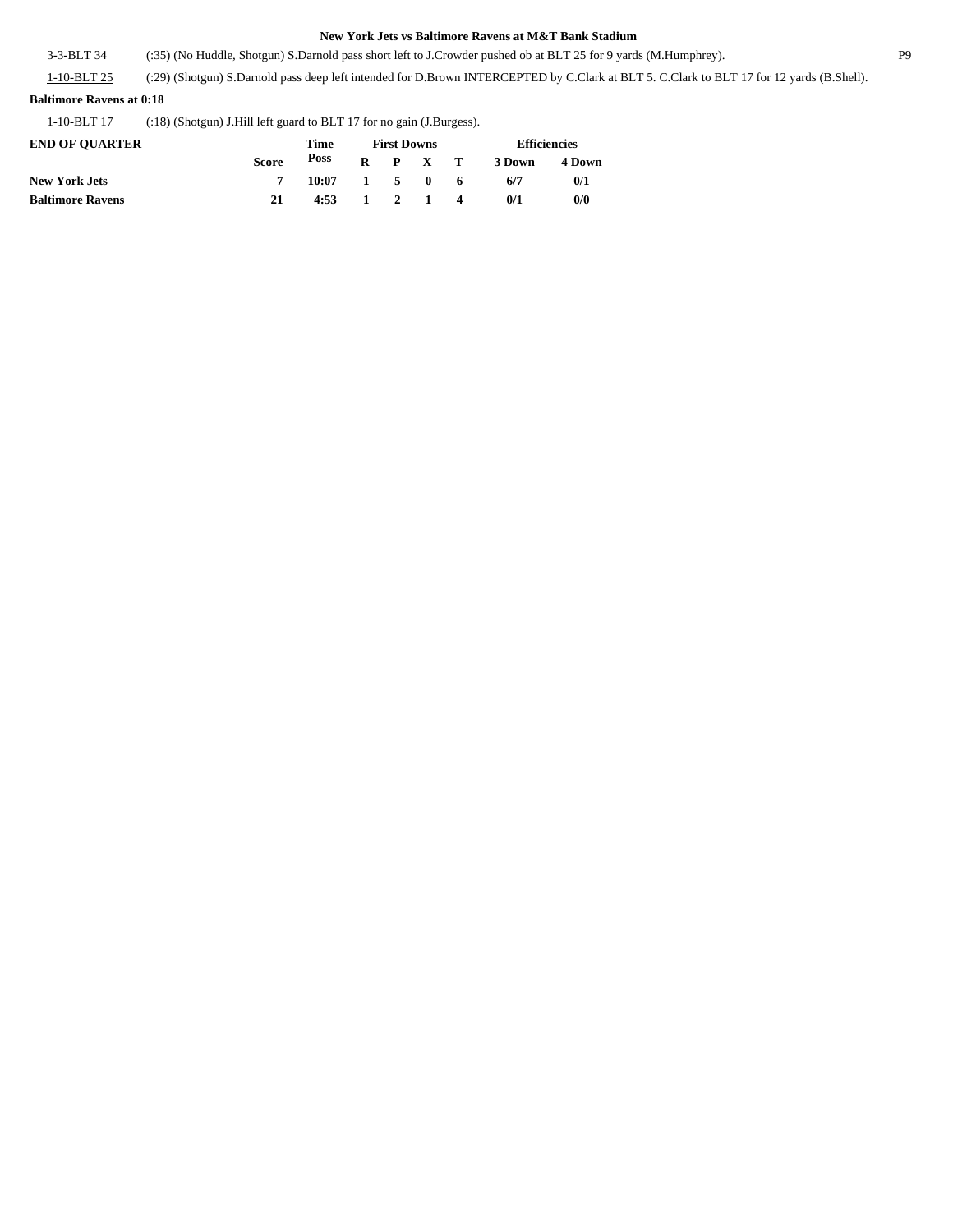**New York Jets vs Baltimore Ravens at M&T Bank Stadium**

| | | |
|---|---|---|
| 3-3-BLT 34 | (:35) (No Huddle, Shotgun) S.Darnold pass short left to J.Crowder pushed ob at BLT 25 for 9 yards (M.Humphrey). | P9 |
| 1-10-BLT 25 | (:29) (Shotgun) S.Darnold pass deep left intended for D.Brown INTERCEPTED by C.Clark at BLT 5. C.Clark to BLT 17 for 12 yards (B.Shell). | |

**Baltimore Ravens at 0:18**

| | |
|---|---|
| 1-10-BLT 17 | (:18) (Shotgun) J.Hill left guard to BLT 17 for no gain (J.Burgess). |

| END OF QUARTER | | Time | First Downs | | | | Efficiencies | |
|---|---|---|---|---|---|---|---|---|
| | Score | Poss | R | P | X | T | 3 Down | 4 Down |
| **New York Jets** | 7 | 10:07 | 1 | 5 | 0 | 6 | 6/7 | 0/1 |
| **Baltimore Ravens** | 21 | 4:53 | 1 | 2 | 1 | 4 | 0/1 | 0/0 |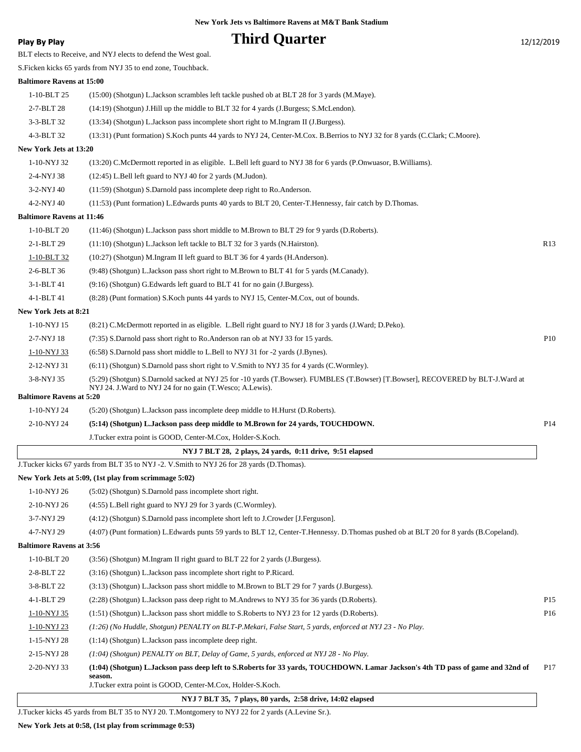New York Jets vs Baltimore Ravens at M&T Bank Stadium

**Play By Play**

# Third Quarter

12/12/2019

BLT elects to Receive, and NYJ elects to defend the West goal.

S.Ficken kicks 65 yards from NYJ 35 to end zone, Touchback.

**Baltimore Ravens at 15:00**

| | | |
|---|---|---|
| 1-10-BLT 25 | (15:00) (Shotgun) L.Jackson scrambles left tackle pushed ob at BLT 28 for 3 yards (M.Maye). | |
| 2-7-BLT 28 | (14:19) (Shotgun) J.Hill up the middle to BLT 32 for 4 yards (J.Burgess; S.McLendon). | |
| 3-3-BLT 32 | (13:34) (Shotgun) L.Jackson pass incomplete short right to M.Ingram II (J.Burgess). | |
| 4-3-BLT 32 | (13:31) (Punt formation) S.Koch punts 44 yards to NYJ 24, Center-M.Cox. B.Berrios to NYJ 32 for 8 yards (C.Clark; C.Moore). | |

**New York Jets at 13:20**

| | | |
|---|---|---|
| 1-10-NYJ 32 | (13:20) C.McDermott reported in as eligible. L.Bell left guard to NYJ 38 for 6 yards (P.Onwuasor, B.Williams). | |
| 2-4-NYJ 38 | (12:45) L.Bell left guard to NYJ 40 for 2 yards (M.Judon). | |
| 3-2-NYJ 40 | (11:59) (Shotgun) S.Darnold pass incomplete deep right to Ro.Anderson. | |
| 4-2-NYJ 40 | (11:53) (Punt formation) L.Edwards punts 40 yards to BLT 20, Center-T.Hennessy, fair catch by D.Thomas. | |

**Baltimore Ravens at 11:46**

| | | |
|---|---|---|
| 1-10-BLT 20 | (11:46) (Shotgun) L.Jackson pass short middle to M.Brown to BLT 29 for 9 yards (D.Roberts). | |
| 2-1-BLT 29 | (11:10) (Shotgun) L.Jackson left tackle to BLT 32 for 3 yards (N.Hairston). | R13 |
| 1-10-BLT 32 | (10:27) (Shotgun) M.Ingram II left guard to BLT 36 for 4 yards (H.Anderson). | |
| 2-6-BLT 36 | (9:48) (Shotgun) L.Jackson pass short right to M.Brown to BLT 41 for 5 yards (M.Canady). | |
| 3-1-BLT 41 | (9:16) (Shotgun) G.Edwards left guard to BLT 41 for no gain (J.Burgess). | |
| 4-1-BLT 41 | (8:28) (Punt formation) S.Koch punts 44 yards to NYJ 15, Center-M.Cox, out of bounds. | |

**New York Jets at 8:21**

| | | |
|---|---|---|
| 1-10-NYJ 15 | (8:21) C.McDermott reported in as eligible. L.Bell right guard to NYJ 18 for 3 yards (J.Ward; D.Peko). | |
| 2-7-NYJ 18 | (7:35) S.Darnold pass short right to Ro.Anderson ran ob at NYJ 33 for 15 yards. | P10 |
| 1-10-NYJ 33 | (6:58) S.Darnold pass short middle to L.Bell to NYJ 31 for -2 yards (J.Bynes). | |
| 2-12-NYJ 31 | (6:11) (Shotgun) S.Darnold pass short right to V.Smith to NYJ 35 for 4 yards (C.Wormley). | |
| 3-8-NYJ 35 | (5:29) (Shotgun) S.Darnold sacked at NYJ 25 for -10 yards (T.Bowser). FUMBLES (T.Bowser) [T.Bowser], RECOVERED by BLT-J.Ward at NYJ 24. J.Ward to NYJ 24 for no gain (T.Wesco; A.Lewis). | |

**Baltimore Ravens at 5:20**

| | | |
|---|---|---|
| 1-10-NYJ 24 | (5:20) (Shotgun) L.Jackson pass incomplete deep middle to H.Hurst (D.Roberts). | |
| 2-10-NYJ 24 | **(5:14) (Shotgun) L.Jackson pass deep middle to M.Brown for 24 yards, TOUCHDOWN.** | P14 |
| | J.Tucker extra point is GOOD, Center-M.Cox, Holder-S.Koch. | |

**NYJ 7 BLT 28, 2 plays, 24 yards, 0:11 drive, 9:51 elapsed**

J.Tucker kicks 67 yards from BLT 35 to NYJ -2. V.Smith to NYJ 26 for 28 yards (D.Thomas).

**New York Jets at 5:09, (1st play from scrimmage 5:02)**

| | | |
|---|---|---|
| 1-10-NYJ 26 | (5:02) (Shotgun) S.Darnold pass incomplete short right. | |
| 2-10-NYJ 26 | (4:55) L.Bell right guard to NYJ 29 for 3 yards (C.Wormley). | |
| 3-7-NYJ 29 | (4:12) (Shotgun) S.Darnold pass incomplete short left to J.Crowder [J.Ferguson]. | |
| 4-7-NYJ 29 | (4:07) (Punt formation) L.Edwards punts 59 yards to BLT 12, Center-T.Hennessy. D.Thomas pushed ob at BLT 20 for 8 yards (B.Copeland). | |

**Baltimore Ravens at 3:56**

| | | |
|---|---|---|
| 1-10-BLT 20 | (3:56) (Shotgun) M.Ingram II right guard to BLT 22 for 2 yards (J.Burgess). | |
| 2-8-BLT 22 | (3:16) (Shotgun) L.Jackson pass incomplete short right to P.Ricard. | |
| 3-8-BLT 22 | (3:13) (Shotgun) L.Jackson pass short middle to M.Brown to BLT 29 for 7 yards (J.Burgess). | |
| 4-1-BLT 29 | (2:28) (Shotgun) L.Jackson pass deep right to M.Andrews to NYJ 35 for 36 yards (D.Roberts). | P15 |
| 1-10-NYJ 35 | (1:51) (Shotgun) L.Jackson pass short middle to S.Roberts to NYJ 23 for 12 yards (D.Roberts). | P16 |
| 1-10-NYJ 23 | *(1:26) (No Huddle, Shotgun) PENALTY on BLT-P.Mekari, False Start, 5 yards, enforced at NYJ 23 - No Play.* | |
| 1-15-NYJ 28 | (1:14) (Shotgun) L.Jackson pass incomplete deep right. | |
| 2-15-NYJ 28 | *(1:04) (Shotgun) PENALTY on BLT, Delay of Game, 5 yards, enforced at NYJ 28 - No Play.* | |
| 2-20-NYJ 33 | **(1:04) (Shotgun) L.Jackson pass deep left to S.Roberts for 33 yards, TOUCHDOWN. Lamar Jackson's 4th TD pass of game and 32nd of season.** | P17 |
| | J.Tucker extra point is GOOD, Center-M.Cox, Holder-S.Koch. | |

**NYJ 7 BLT 35, 7 plays, 80 yards, 2:58 drive, 14:02 elapsed**

J.Tucker kicks 45 yards from BLT 35 to NYJ 20. T.Montgomery to NYJ 22 for 2 yards (A.Levine Sr.).

**New York Jets at 0:58, (1st play from scrimmage 0:53)**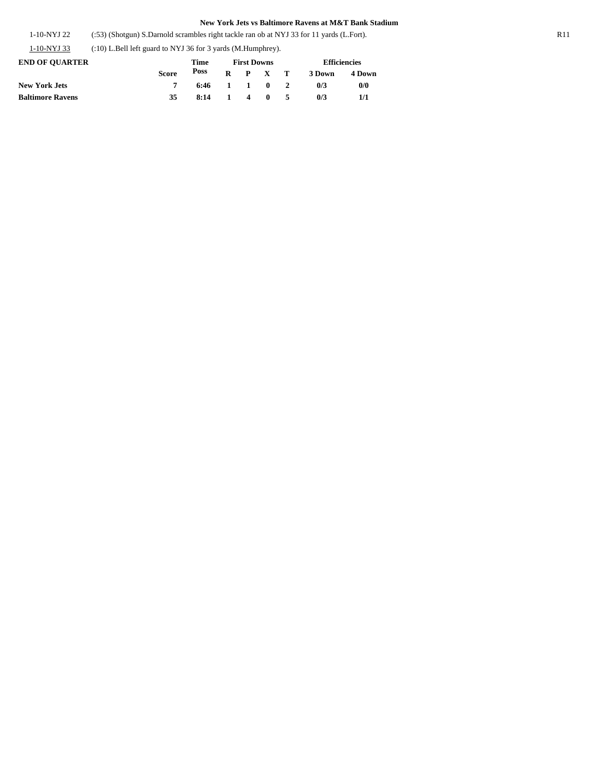New York Jets vs Baltimore Ravens at M&T Bank Stadium

| | | |
|---|---|---|
| 1-10-NYJ 22 | (:53) (Shotgun) S.Darnold scrambles right tackle ran ob at NYJ 33 for 11 yards (L.Fort). | R11 |
| 1-10-NYJ 33 | (:10) L.Bell left guard to NYJ 36 for 3 yards (M.Humphrey). | |

| END OF QUARTER | Score | Time Poss | First Downs R | P | X | T | Efficiencies 3 Down | 4 Down |
|---|---|---|---|---|---|---|---|---|
| New York Jets | 7 | 6:46 | 1 | 1 | 0 | 2 | 0/3 | 0/0 |
| Baltimore Ravens | 35 | 8:14 | 1 | 4 | 0 | 5 | 0/3 | 1/1 |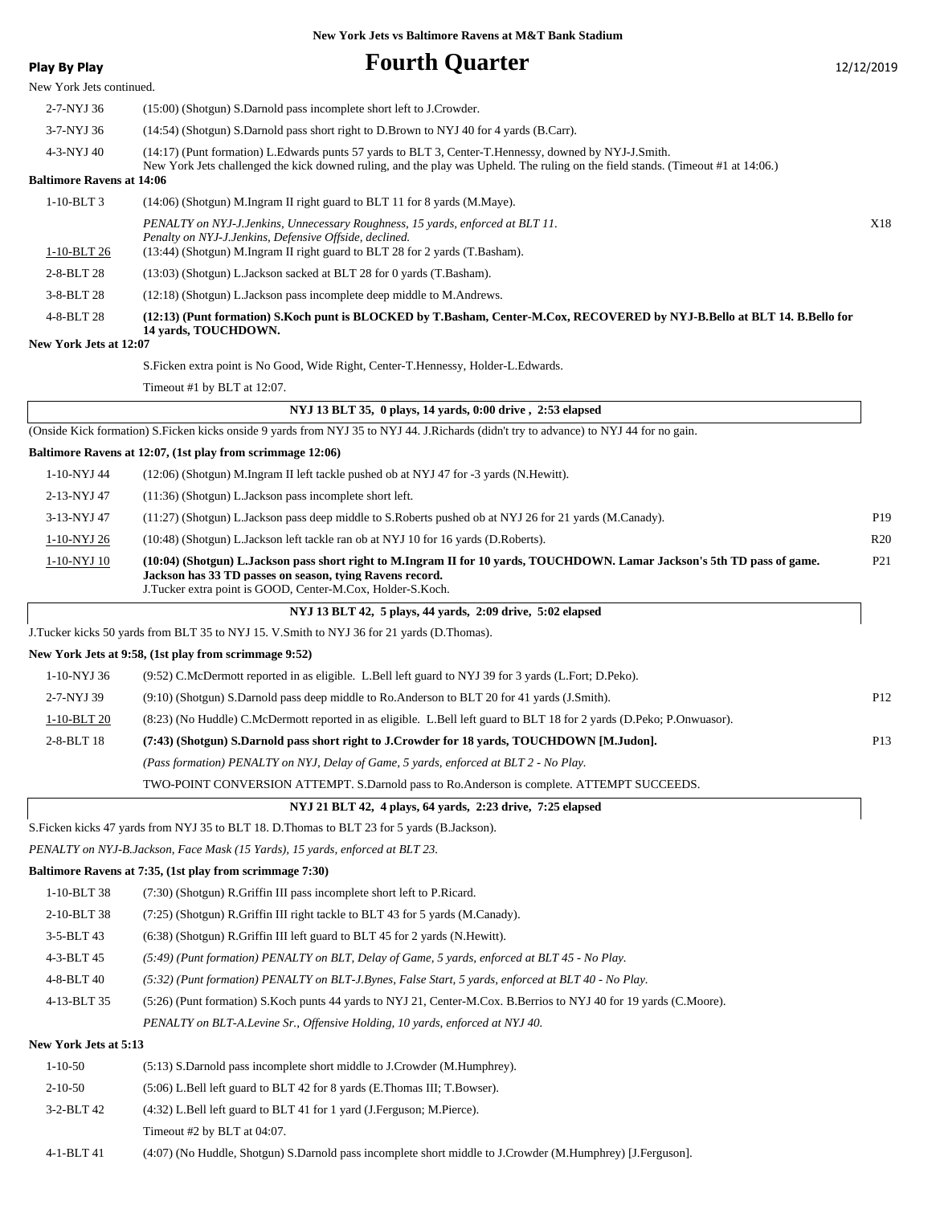**New York Jets vs Baltimore Ravens at M&T Bank Stadium**

**Play By Play**

# Fourth Quarter

12/12/2019

New York Jets continued.

| | | |
|---|---|---|
| 2-7-NYJ 36 | (15:00) (Shotgun) S.Darnold pass incomplete short left to J.Crowder. | |
| 3-7-NYJ 36 | (14:54) (Shotgun) S.Darnold pass short right to D.Brown to NYJ 40 for 4 yards (B.Carr). | |
| 4-3-NYJ 40 | (14:17) (Punt formation) L.Edwards punts 57 yards to BLT 3, Center-T.Hennessy, downed by NYJ-J.Smith. New York Jets challenged the kick downed ruling, and the play was Upheld. The ruling on the field stands. (Timeout #1 at 14:06.) | |

**Baltimore Ravens at 14:06**

| | | |
|---|---|---|
| 1-10-BLT 3 | (14:06) (Shotgun) M.Ingram II right guard to BLT 11 for 8 yards (M.Maye). | |
| | *PENALTY on NYJ-J.Jenkins, Unnecessary Roughness, 15 yards, enforced at BLT 11. Penalty on NYJ-J.Jenkins, Defensive Offside, declined.* | X18 |
| 1-10-BLT 26 | (13:44) (Shotgun) M.Ingram II right guard to BLT 28 for 2 yards (T.Basham). | |
| 2-8-BLT 28 | (13:03) (Shotgun) L.Jackson sacked at BLT 28 for 0 yards (T.Basham). | |
| 3-8-BLT 28 | (12:18) (Shotgun) L.Jackson pass incomplete deep middle to M.Andrews. | |
| 4-8-BLT 28 | **(12:13) (Punt formation) S.Koch punt is BLOCKED by T.Basham, Center-M.Cox, RECOVERED by NYJ-B.Bello at BLT 14. B.Bello for 14 yards, TOUCHDOWN.** | |

**New York Jets at 12:07**

| | | |
|---|---|---|
| | S.Ficken extra point is No Good, Wide Right, Center-T.Hennessy, Holder-L.Edwards. | |
| | Timeout #1 by BLT at 12:07. | |

**NYJ 13 BLT 35, 0 plays, 14 yards, 0:00 drive , 2:53 elapsed**

(Onside Kick formation) S.Ficken kicks onside 9 yards from NYJ 35 to NYJ 44. J.Richards (didn't try to advance) to NYJ 44 for no gain.

**Baltimore Ravens at 12:07, (1st play from scrimmage 12:06)**

| | | |
|---|---|---|
| 1-10-NYJ 44 | (12:06) (Shotgun) M.Ingram II left tackle pushed ob at NYJ 47 for -3 yards (N.Hewitt). | |
| 2-13-NYJ 47 | (11:36) (Shotgun) L.Jackson pass incomplete short left. | |
| 3-13-NYJ 47 | (11:27) (Shotgun) L.Jackson pass deep middle to S.Roberts pushed ob at NYJ 26 for 21 yards (M.Canady). | P19 |
| 1-10-NYJ 26 | (10:48) (Shotgun) L.Jackson left tackle ran ob at NYJ 10 for 16 yards (D.Roberts). | R20 |
| 1-10-NYJ 10 | **(10:04) (Shotgun) L.Jackson pass short right to M.Ingram II for 10 yards, TOUCHDOWN. Lamar Jackson's 5th TD pass of game. Jackson has 33 TD passes on season, tying Ravens record.** J.Tucker extra point is GOOD, Center-M.Cox, Holder-S.Koch. | P21 |

**NYJ 13 BLT 42, 5 plays, 44 yards, 2:09 drive, 5:02 elapsed**

J.Tucker kicks 50 yards from BLT 35 to NYJ 15. V.Smith to NYJ 36 for 21 yards (D.Thomas).

**New York Jets at 9:58, (1st play from scrimmage 9:52)**

| | | |
|---|---|---|
| 1-10-NYJ 36 | (9:52) C.McDermott reported in as eligible. L.Bell left guard to NYJ 39 for 3 yards (L.Fort; D.Peko). | |
| 2-7-NYJ 39 | (9:10) (Shotgun) S.Darnold pass deep middle to Ro.Anderson to BLT 20 for 41 yards (J.Smith). | P12 |
| 1-10-BLT 20 | (8:23) (No Huddle) C.McDermott reported in as eligible. L.Bell left guard to BLT 18 for 2 yards (D.Peko; P.Onwuasor). | |
| 2-8-BLT 18 | **(7:43) (Shotgun) S.Darnold pass short right to J.Crowder for 18 yards, TOUCHDOWN [M.Judon].** | P13 |
| | *(Pass formation) PENALTY on NYJ, Delay of Game, 5 yards, enforced at BLT 2 - No Play.* | |
| | TWO-POINT CONVERSION ATTEMPT. S.Darnold pass to Ro.Anderson is complete. ATTEMPT SUCCEEDS. | |

**NYJ 21 BLT 42, 4 plays, 64 yards, 2:23 drive, 7:25 elapsed**

S.Ficken kicks 47 yards from NYJ 35 to BLT 18. D.Thomas to BLT 23 for 5 yards (B.Jackson).

*PENALTY on NYJ-B.Jackson, Face Mask (15 Yards), 15 yards, enforced at BLT 23.*

**Baltimore Ravens at 7:35, (1st play from scrimmage 7:30)**

| | |
|---|---|
| 1-10-BLT 38 | (7:30) (Shotgun) R.Griffin III pass incomplete short left to P.Ricard. |
| 2-10-BLT 38 | (7:25) (Shotgun) R.Griffin III right tackle to BLT 43 for 5 yards (M.Canady). |
| 3-5-BLT 43 | (6:38) (Shotgun) R.Griffin III left guard to BLT 45 for 2 yards (N.Hewitt). |
| 4-3-BLT 45 | *(5:49) (Punt formation) PENALTY on BLT, Delay of Game, 5 yards, enforced at BLT 45 - No Play.* |
| 4-8-BLT 40 | *(5:32) (Punt formation) PENALTY on BLT-J.Bynes, False Start, 5 yards, enforced at BLT 40 - No Play.* |
| 4-13-BLT 35 | (5:26) (Punt formation) S.Koch punts 44 yards to NYJ 21, Center-M.Cox. B.Berrios to NYJ 40 for 19 yards (C.Moore). |
| | *PENALTY on BLT-A.Levine Sr., Offensive Holding, 10 yards, enforced at NYJ 40.* |

**New York Jets at 5:13**

| | |
|---|---|
| 1-10-50 | (5:13) S.Darnold pass incomplete short middle to J.Crowder (M.Humphrey). |
| 2-10-50 | (5:06) L.Bell left guard to BLT 42 for 8 yards (E.Thomas III; T.Bowser). |
| 3-2-BLT 42 | (4:32) L.Bell left guard to BLT 41 for 1 yard (J.Ferguson; M.Pierce). |
| | Timeout #2 by BLT at 04:07. |
| 4-1-BLT 41 | (4:07) (No Huddle, Shotgun) S.Darnold pass incomplete short middle to J.Crowder (M.Humphrey) [J.Ferguson]. |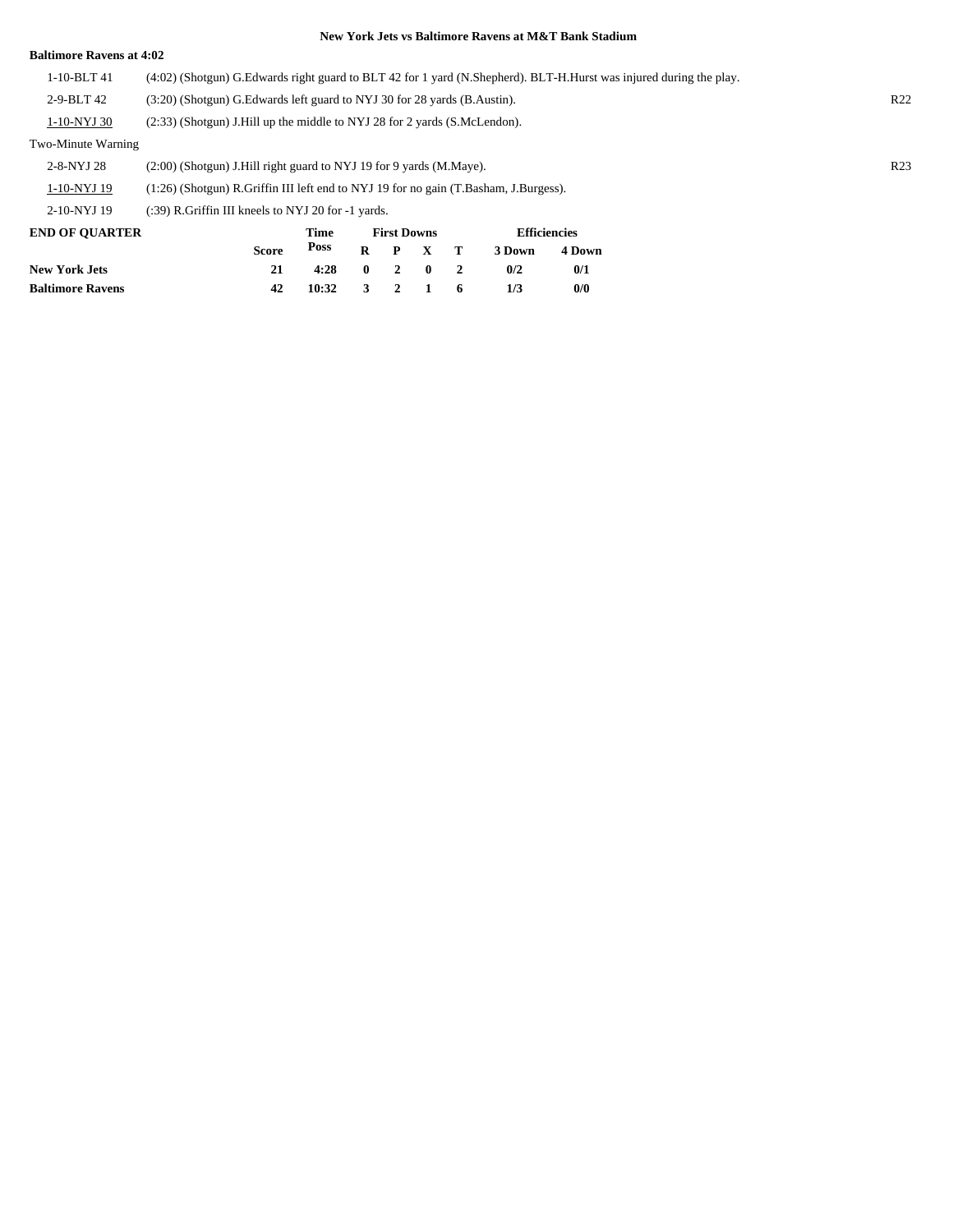**New York Jets vs Baltimore Ravens at M&T Bank Stadium**

**Baltimore Ravens at 4:02**

| | | |
|---|---|---|
| 1-10-BLT 41 | (4:02) (Shotgun) G.Edwards right guard to BLT 42 for 1 yard (N.Shepherd). BLT-H.Hurst was injured during the play. | |
| 2-9-BLT 42 | (3:20) (Shotgun) G.Edwards left guard to NYJ 30 for 28 yards (B.Austin). | R22 |
| 1-10-NYJ 30 | (2:33) (Shotgun) J.Hill up the middle to NYJ 28 for 2 yards (S.McLendon). | |
| Two-Minute Warning | | |
| 2-8-NYJ 28 | (2:00) (Shotgun) J.Hill right guard to NYJ 19 for 9 yards (M.Maye). | R23 |
| 1-10-NYJ 19 | (1:26) (Shotgun) R.Griffin III left end to NYJ 19 for no gain (T.Basham, J.Burgess). | |
| 2-10-NYJ 19 | (:39) R.Griffin III kneels to NYJ 20 for -1 yards. | |

| END OF QUARTER | Score | Time Poss | First Downs R | P | X | T | Efficiencies 3 Down | 4 Down |
|---|---|---|---|---|---|---|---|---|
| **New York Jets** | 21 | 4:28 | 0 | 2 | 0 | 2 | 0/2 | 0/1 |
| **Baltimore Ravens** | 42 | 10:32 | 3 | 2 | 1 | 6 | 1/3 | 0/0 |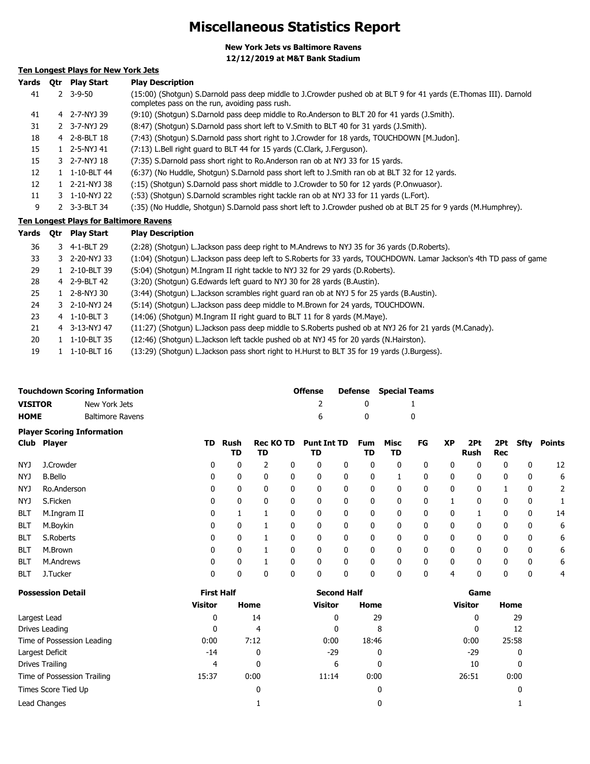# Miscellaneous Statistics Report

**New York Jets vs Baltimore Ravens**
**12/12/2019 at M&T Bank Stadium**

## Ten Longest Plays for New York Jets

| Yards | Qtr | Play Start | Play Description |
|---|---|---|---|
| 41 | 2 | 3-9-50 | (15:00) (Shotgun) S.Darnold pass deep middle to J.Crowder pushed ob at BLT 9 for 41 yards (E.Thomas III). Darnold completes pass on the run, avoiding pass rush. |
| 41 | 4 | 2-7-NYJ 39 | (9:10) (Shotgun) S.Darnold pass deep middle to Ro.Anderson to BLT 20 for 41 yards (J.Smith). |
| 31 | 2 | 3-7-NYJ 29 | (8:47) (Shotgun) S.Darnold pass short left to V.Smith to BLT 40 for 31 yards (J.Smith). |
| 18 | 4 | 2-8-BLT 18 | (7:43) (Shotgun) S.Darnold pass short right to J.Crowder for 18 yards, TOUCHDOWN [M.Judon]. |
| 15 | 1 | 2-5-NYJ 41 | (7:13) L.Bell right guard to BLT 44 for 15 yards (C.Clark, J.Ferguson). |
| 15 | 3 | 2-7-NYJ 18 | (7:35) S.Darnold pass short right to Ro.Anderson ran ob at NYJ 33 for 15 yards. |
| 12 | 1 | 1-10-BLT 44 | (6:37) (No Huddle, Shotgun) S.Darnold pass short left to J.Smith ran ob at BLT 32 for 12 yards. |
| 12 | 1 | 2-21-NYJ 38 | (:15) (Shotgun) S.Darnold pass short middle to J.Crowder to 50 for 12 yards (P.Onwuasor). |
| 11 | 3 | 1-10-NYJ 22 | (:53) (Shotgun) S.Darnold scrambles right tackle ran ob at NYJ 33 for 11 yards (L.Fort). |
| 9 | 2 | 3-3-BLT 34 | (:35) (No Huddle, Shotgun) S.Darnold pass short left to J.Crowder pushed ob at BLT 25 for 9 yards (M.Humphrey). |

## Ten Longest Plays for Baltimore Ravens

| Yards | Qtr | Play Start | Play Description |
|---|---|---|---|
| 36 | 3 | 4-1-BLT 29 | (2:28) (Shotgun) L.Jackson pass deep right to M.Andrews to NYJ 35 for 36 yards (D.Roberts). |
| 33 | 3 | 2-20-NYJ 33 | (1:04) (Shotgun) L.Jackson pass deep left to S.Roberts for 33 yards, TOUCHDOWN. Lamar Jackson's 4th TD pass of game |
| 29 | 1 | 2-10-BLT 39 | (5:04) (Shotgun) M.Ingram II right tackle to NYJ 32 for 29 yards (D.Roberts). |
| 28 | 4 | 2-9-BLT 42 | (3:20) (Shotgun) G.Edwards left guard to NYJ 30 for 28 yards (B.Austin). |
| 25 | 1 | 2-8-NYJ 30 | (3:44) (Shotgun) L.Jackson scrambles right guard ran ob at NYJ 5 for 25 yards (B.Austin). |
| 24 | 3 | 2-10-NYJ 24 | (5:14) (Shotgun) L.Jackson pass deep middle to M.Brown for 24 yards, TOUCHDOWN. |
| 23 | 4 | 1-10-BLT 3 | (14:06) (Shotgun) M.Ingram II right guard to BLT 11 for 8 yards (M.Maye). |
| 21 | 4 | 3-13-NYJ 47 | (11:27) (Shotgun) L.Jackson pass deep middle to S.Roberts pushed ob at NYJ 26 for 21 yards (M.Canady). |
| 20 | 1 | 1-10-BLT 35 | (12:46) (Shotgun) L.Jackson left tackle pushed ob at NYJ 45 for 20 yards (N.Hairston). |
| 19 | 1 | 1-10-BLT 16 | (13:29) (Shotgun) L.Jackson pass short right to H.Hurst to BLT 35 for 19 yards (J.Burgess). |

## Touchdown Scoring Information

| | | Offense | Defense | Special Teams |
|---|---|---|---|---|
| **VISITOR** | New York Jets | 2 | 0 | 1 |
| **HOME** | Baltimore Ravens | 6 | 0 | 0 |

## Player Scoring Information

| Club | Player | TD | Rush TD | Rec TD | KO TD | Punt TD | Int TD | Fum TD | Misc TD | FG | XP | 2Pt Rush | 2Pt Rec | Sfty | Points |
|---|---|---|---|---|---|---|---|---|---|---|---|---|---|---|---|
| NYJ | J.Crowder | 0 | 0 | 2 | 0 | 0 | 0 | 0 | 0 | 0 | 0 | 0 | 0 | 0 | 12 |
| NYJ | B.Bello | 0 | 0 | 0 | 0 | 0 | 0 | 0 | 1 | 0 | 0 | 0 | 0 | 0 | 6 |
| NYJ | Ro.Anderson | 0 | 0 | 0 | 0 | 0 | 0 | 0 | 0 | 0 | 0 | 0 | 1 | 0 | 2 |
| NYJ | S.Ficken | 0 | 0 | 0 | 0 | 0 | 0 | 0 | 0 | 0 | 1 | 0 | 0 | 0 | 1 |
| BLT | M.Ingram II | 0 | 1 | 1 | 0 | 0 | 0 | 0 | 0 | 0 | 0 | 1 | 0 | 0 | 14 |
| BLT | M.Boykin | 0 | 0 | 1 | 0 | 0 | 0 | 0 | 0 | 0 | 0 | 0 | 0 | 0 | 6 |
| BLT | S.Roberts | 0 | 0 | 1 | 0 | 0 | 0 | 0 | 0 | 0 | 0 | 0 | 0 | 0 | 6 |
| BLT | M.Brown | 0 | 0 | 1 | 0 | 0 | 0 | 0 | 0 | 0 | 0 | 0 | 0 | 0 | 6 |
| BLT | M.Andrews | 0 | 0 | 1 | 0 | 0 | 0 | 0 | 0 | 0 | 0 | 0 | 0 | 0 | 6 |
| BLT | J.Tucker | 0 | 0 | 0 | 0 | 0 | 0 | 0 | 0 | 0 | 4 | 0 | 0 | 0 | 4 |

## Possession Detail

| | First Half | | Second Half | | Game | |
|---|---|---|---|---|---|---|
| | Visitor | Home | Visitor | Home | Visitor | Home |
| Largest Lead | 0 | 14 | 0 | 29 | 0 | 29 |
| Drives Leading | 0 | 4 | 0 | 8 | 0 | 12 |
| Time of Possession Leading | 0:00 | 7:12 | 0:00 | 18:46 | 0:00 | 25:58 |
| Largest Deficit | -14 | 0 | -29 | 0 | -29 | 0 |
| Drives Trailing | 4 | 0 | 6 | 0 | 10 | 0 |
| Time of Possession Trailing | 15:37 | 0:00 | 11:14 | 0:00 | 26:51 | 0:00 |
| Times Score Tied Up | | 0 | | 0 | | 0 |
| Lead Changes | | 1 | | 0 | | 1 |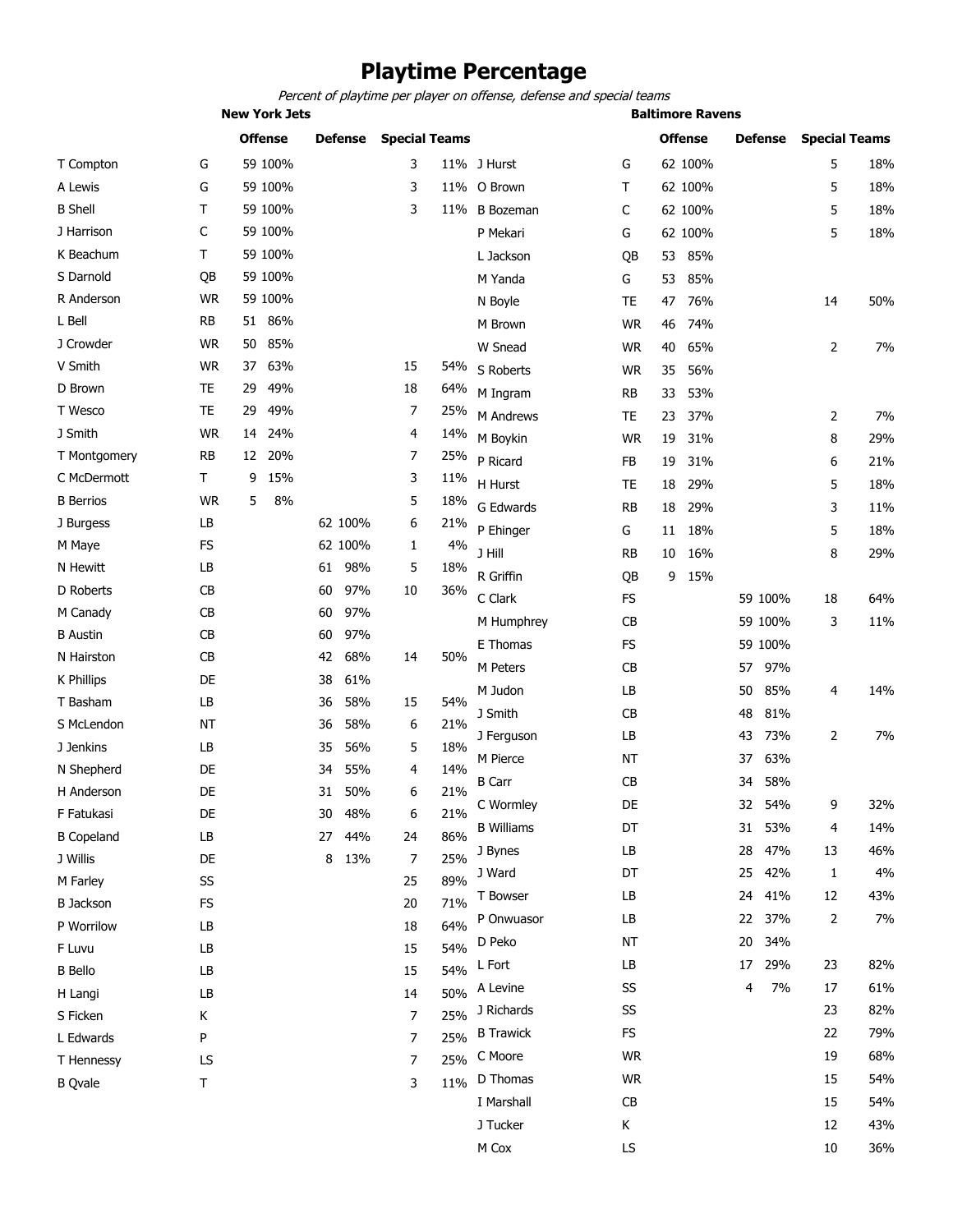# Playtime Percentage

*Percent of playtime per player on offense, defense and special teams*

**New York Jets**

| | | **Offense** | | **Defense** | | **Special Teams** | |
|---|---|---|---|---|---|---|---|
| T Compton | G | 59 | 100% | | | 3 | 11% |
| A Lewis | G | 59 | 100% | | | 3 | 11% |
| B Shell | T | 59 | 100% | | | 3 | 11% |
| J Harrison | C | 59 | 100% | | | | |
| K Beachum | T | 59 | 100% | | | | |
| S Darnold | QB | 59 | 100% | | | | |
| R Anderson | WR | 59 | 100% | | | | |
| L Bell | RB | 51 | 86% | | | | |
| J Crowder | WR | 50 | 85% | | | | |
| V Smith | WR | 37 | 63% | | | 15 | 54% |
| D Brown | TE | 29 | 49% | | | 18 | 64% |
| T Wesco | TE | 29 | 49% | | | 7 | 25% |
| J Smith | WR | 14 | 24% | | | 4 | 14% |
| T Montgomery | RB | 12 | 20% | | | 7 | 25% |
| C McDermott | T | 9 | 15% | | | 3 | 11% |
| B Berrios | WR | 5 | 8% | | | 5 | 18% |
| J Burgess | LB | | | 62 | 100% | 6 | 21% |
| M Maye | FS | | | 62 | 100% | 1 | 4% |
| N Hewitt | LB | | | 61 | 98% | 5 | 18% |
| D Roberts | CB | | | 60 | 97% | 10 | 36% |
| M Canady | CB | | | 60 | 97% | | |
| B Austin | CB | | | 60 | 97% | | |
| N Hairston | CB | | | 42 | 68% | 14 | 50% |
| K Phillips | DE | | | 38 | 61% | | |
| T Basham | LB | | | 36 | 58% | 15 | 54% |
| S McLendon | NT | | | 36 | 58% | 6 | 21% |
| J Jenkins | LB | | | 35 | 56% | 5 | 18% |
| N Shepherd | DE | | | 34 | 55% | 4 | 14% |
| H Anderson | DE | | | 31 | 50% | 6 | 21% |
| F Fatukasi | DE | | | 30 | 48% | 6 | 21% |
| B Copeland | LB | | | 27 | 44% | 24 | 86% |
| J Willis | DE | | | 8 | 13% | 7 | 25% |
| M Farley | SS | | | | | 25 | 89% |
| B Jackson | FS | | | | | 20 | 71% |
| P Worrilow | LB | | | | | 18 | 64% |
| F Luvu | LB | | | | | 15 | 54% |
| B Bello | LB | | | | | 15 | 54% |
| H Langi | LB | | | | | 14 | 50% |
| S Ficken | K | | | | | 7 | 25% |
| L Edwards | P | | | | | 7 | 25% |
| T Hennessy | LS | | | | | 7 | 25% |
| B Qvale | T | | | | | 3 | 11% |

**Baltimore Ravens**

| | | **Offense** | | **Defense** | | **Special Teams** | |
|---|---|---|---|---|---|---|---|
| J Hurst | G | 62 | 100% | | | 5 | 18% |
| O Brown | T | 62 | 100% | | | 5 | 18% |
| B Bozeman | C | 62 | 100% | | | 5 | 18% |
| P Mekari | G | 62 | 100% | | | 5 | 18% |
| L Jackson | QB | 53 | 85% | | | | |
| M Yanda | G | 53 | 85% | | | | |
| N Boyle | TE | 47 | 76% | | | 14 | 50% |
| M Brown | WR | 46 | 74% | | | | |
| W Snead | WR | 40 | 65% | | | 2 | 7% |
| S Roberts | WR | 35 | 56% | | | | |
| M Ingram | RB | 33 | 53% | | | | |
| M Andrews | TE | 23 | 37% | | | 2 | 7% |
| M Boykin | WR | 19 | 31% | | | 8 | 29% |
| P Ricard | FB | 19 | 31% | | | 6 | 21% |
| H Hurst | TE | 18 | 29% | | | 5 | 18% |
| G Edwards | RB | 18 | 29% | | | 3 | 11% |
| P Ehinger | G | 11 | 18% | | | 5 | 18% |
| J Hill | RB | 10 | 16% | | | 8 | 29% |
| R Griffin | QB | 9 | 15% | | | | |
| C Clark | FS | | | 59 | 100% | 18 | 64% |
| M Humphrey | CB | | | 59 | 100% | 3 | 11% |
| E Thomas | FS | | | 59 | 100% | | |
| M Peters | CB | | | 57 | 97% | | |
| M Judon | LB | | | 50 | 85% | 4 | 14% |
| J Smith | CB | | | 48 | 81% | | |
| J Ferguson | LB | | | 43 | 73% | 2 | 7% |
| M Pierce | NT | | | 37 | 63% | | |
| B Carr | CB | | | 34 | 58% | | |
| C Wormley | DE | | | 32 | 54% | 9 | 32% |
| B Williams | DT | | | 31 | 53% | 4 | 14% |
| J Bynes | LB | | | 28 | 47% | 13 | 46% |
| J Ward | DT | | | 25 | 42% | 1 | 4% |
| T Bowser | LB | | | 24 | 41% | 12 | 43% |
| P Onwuasor | LB | | | 22 | 37% | 2 | 7% |
| D Peko | NT | | | 20 | 34% | | |
| L Fort | LB | | | 17 | 29% | 23 | 82% |
| A Levine | SS | | | 4 | 7% | 17 | 61% |
| J Richards | SS | | | | | 23 | 82% |
| B Trawick | FS | | | | | 22 | 79% |
| C Moore | WR | | | | | 19 | 68% |
| D Thomas | WR | | | | | 15 | 54% |
| I Marshall | CB | | | | | 15 | 54% |
| J Tucker | K | | | | | 12 | 43% |
| M Cox | LS | | | | | 10 | 36% |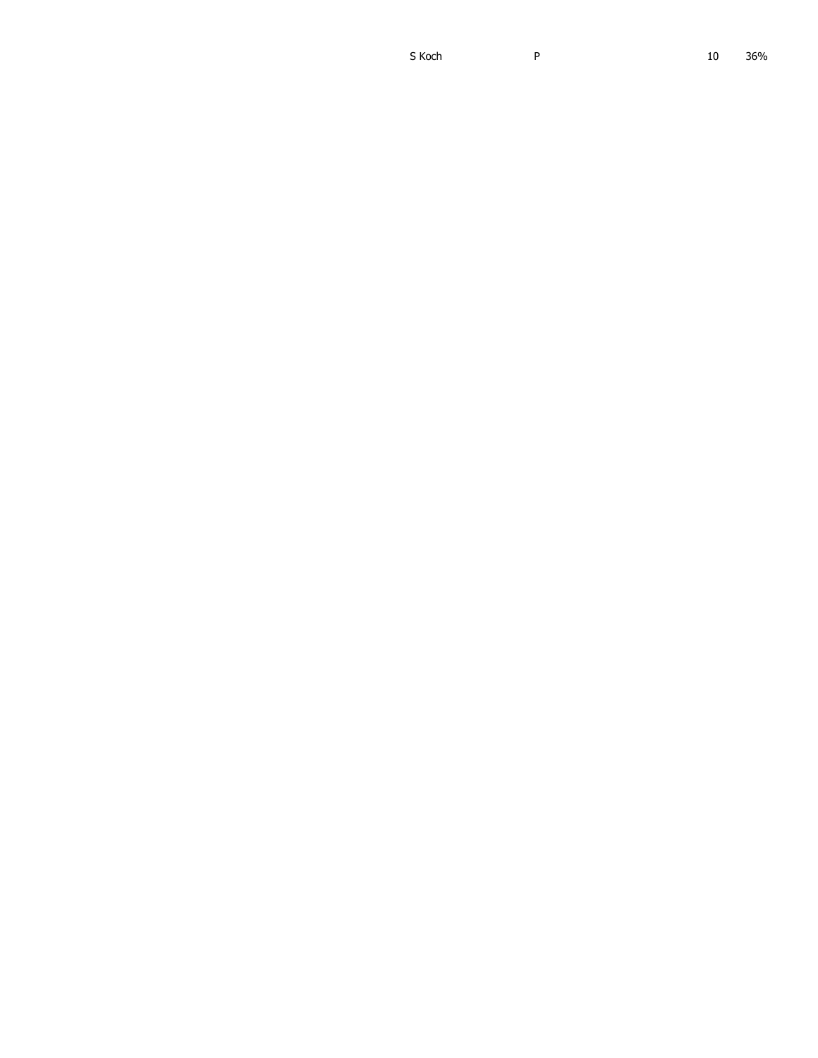| | | | |
|---|---|---|---|
| S Koch | P | 10 | 36% |